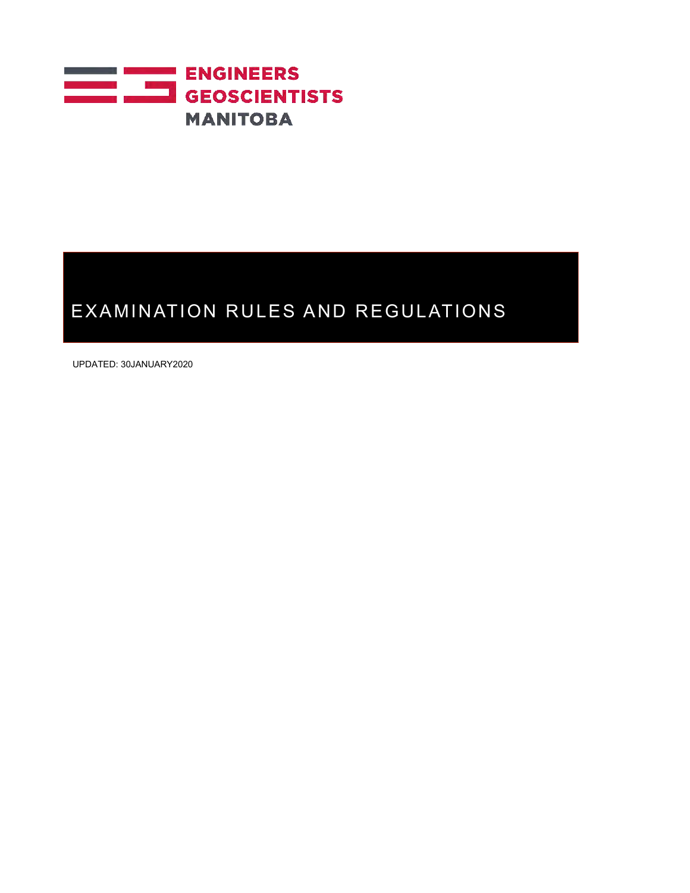ENGINEERS
GEOSCIENTISTS
MANITOBA

# EXAMINATION RULES AND REGULATIONS

UPDATED: 30JANUARY2020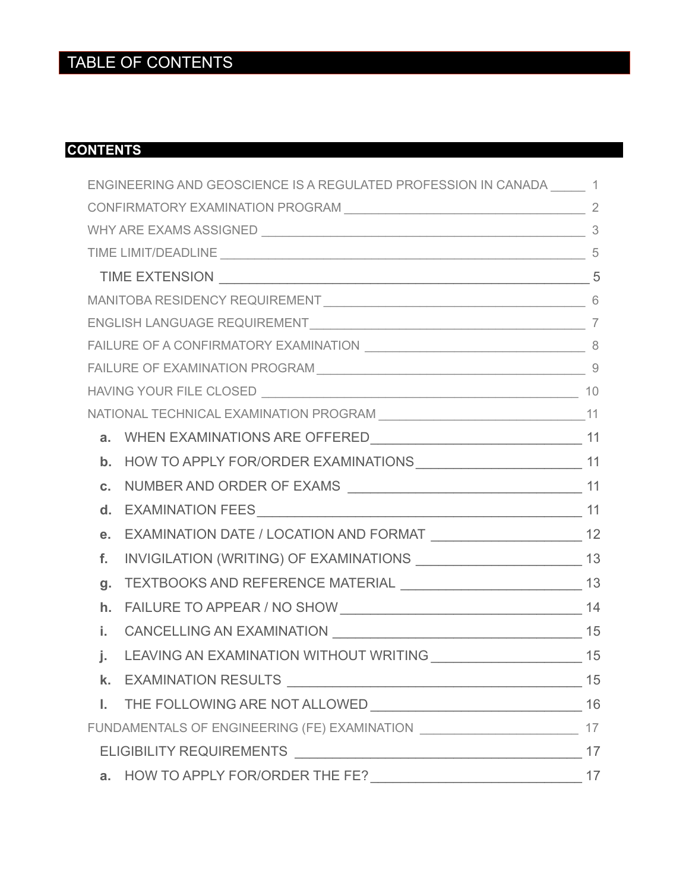# TABLE OF CONTENTS

## CONTENTS

- ENGINEERING AND GEOSCIENCE IS A REGULATED PROFESSION IN CANADA ____ 1
- CONFIRMATORY EXAMINATION PROGRAM ____ 2
- WHY ARE EXAMS ASSIGNED ____ 3
- TIME LIMIT/DEADLINE ____ 5
  - TIME EXTENSION ____ 5
- MANITOBA RESIDENCY REQUIREMENT ____ 6
- ENGLISH LANGUAGE REQUIREMENT ____ 7
- FAILURE OF A CONFIRMATORY EXAMINATION ____ 8
- FAILURE OF EXAMINATION PROGRAM ____ 9
- HAVING YOUR FILE CLOSED ____ 10
- NATIONAL TECHNICAL EXAMINATION PROGRAM ____ 11
  - **a.** WHEN EXAMINATIONS ARE OFFERED ____ 11
  - **b.** HOW TO APPLY FOR/ORDER EXAMINATIONS ____ 11
  - **c.** NUMBER AND ORDER OF EXAMS ____ 11
  - **d.** EXAMINATION FEES ____ 11
  - **e.** EXAMINATION DATE / LOCATION AND FORMAT ____ 12
  - **f.** INVIGILATION (WRITING) OF EXAMINATIONS ____ 13
  - **g.** TEXTBOOKS AND REFERENCE MATERIAL ____ 13
  - **h.** FAILURE TO APPEAR / NO SHOW ____ 14
  - **i.** CANCELLING AN EXAMINATION ____ 15
  - **j.** LEAVING AN EXAMINATION WITHOUT WRITING ____ 15
  - **k.** EXAMINATION RESULTS ____ 15
  - **l.** THE FOLLOWING ARE NOT ALLOWED ____ 16
- FUNDAMENTALS OF ENGINEERING (FE) EXAMINATION ____ 17
  - ELIGIBILITY REQUIREMENTS ____ 17
  - **a.** HOW TO APPLY FOR/ORDER THE FE? ____ 17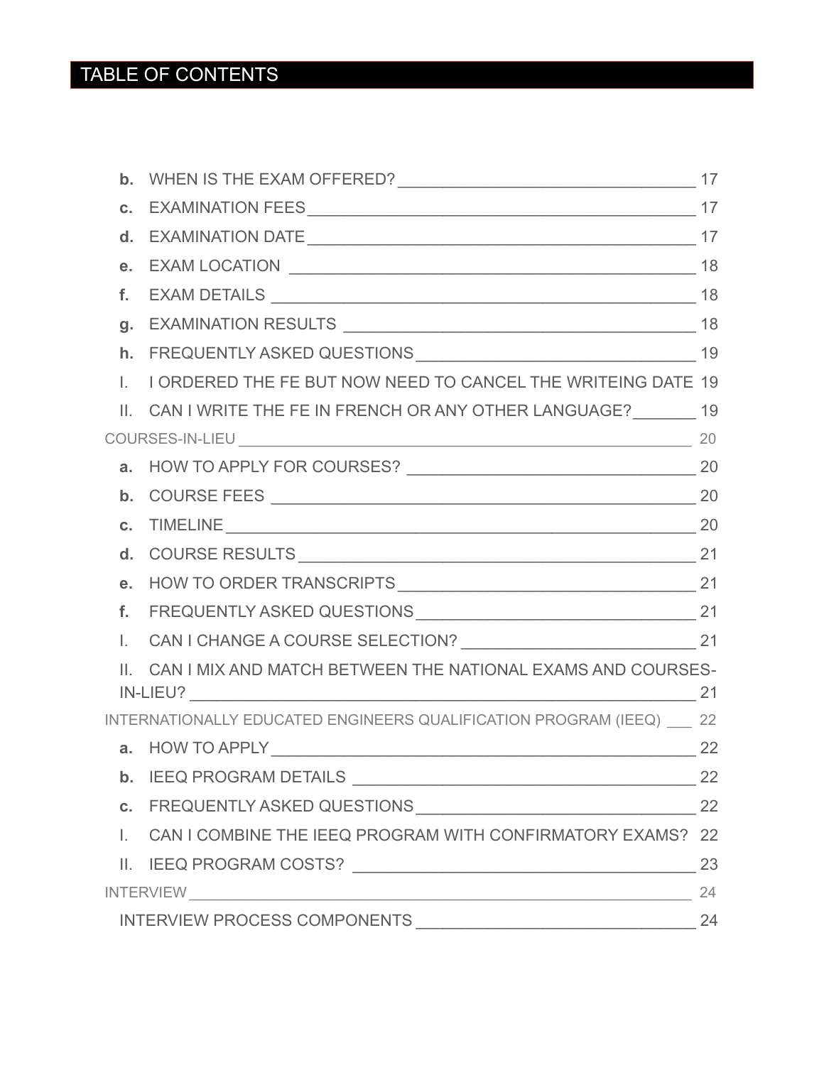# TABLE OF CONTENTS

- **b.** WHEN IS THE EXAM OFFERED? ____ 17
- **c.** EXAMINATION FEES ____ 17
- **d.** EXAMINATION DATE ____ 17
- **e.** EXAM LOCATION ____ 18
- **f.** EXAM DETAILS ____ 18
- **g.** EXAMINATION RESULTS ____ 18
- **h.** FREQUENTLY ASKED QUESTIONS ____ 19
  - I. I ORDERED THE FE BUT NOW NEED TO CANCEL THE WRITEING DATE 19
  - II. CAN I WRITE THE FE IN FRENCH OR ANY OTHER LANGUAGE? ____ 19

COURSES-IN-LIEU ____ 20

- **a.** HOW TO APPLY FOR COURSES? ____ 20
- **b.** COURSE FEES ____ 20
- **c.** TIMELINE ____ 20
- **d.** COURSE RESULTS ____ 21
- **e.** HOW TO ORDER TRANSCRIPTS ____ 21
- **f.** FREQUENTLY ASKED QUESTIONS ____ 21
  - I. CAN I CHANGE A COURSE SELECTION? ____ 21
  - II. CAN I MIX AND MATCH BETWEEN THE NATIONAL EXAMS AND COURSES-IN-LIEU? ____ 21

INTERNATIONALLY EDUCATED ENGINEERS QUALIFICATION PROGRAM (IEEQ) ____ 22

- **a.** HOW TO APPLY ____ 22
- **b.** IEEQ PROGRAM DETAILS ____ 22
- **c.** FREQUENTLY ASKED QUESTIONS ____ 22
  - I. CAN I COMBINE THE IEEQ PROGRAM WITH CONFIRMATORY EXAMS? 22
  - II. IEEQ PROGRAM COSTS? ____ 23

INTERVIEW ____ 24

- INTERVIEW PROCESS COMPONENTS ____ 24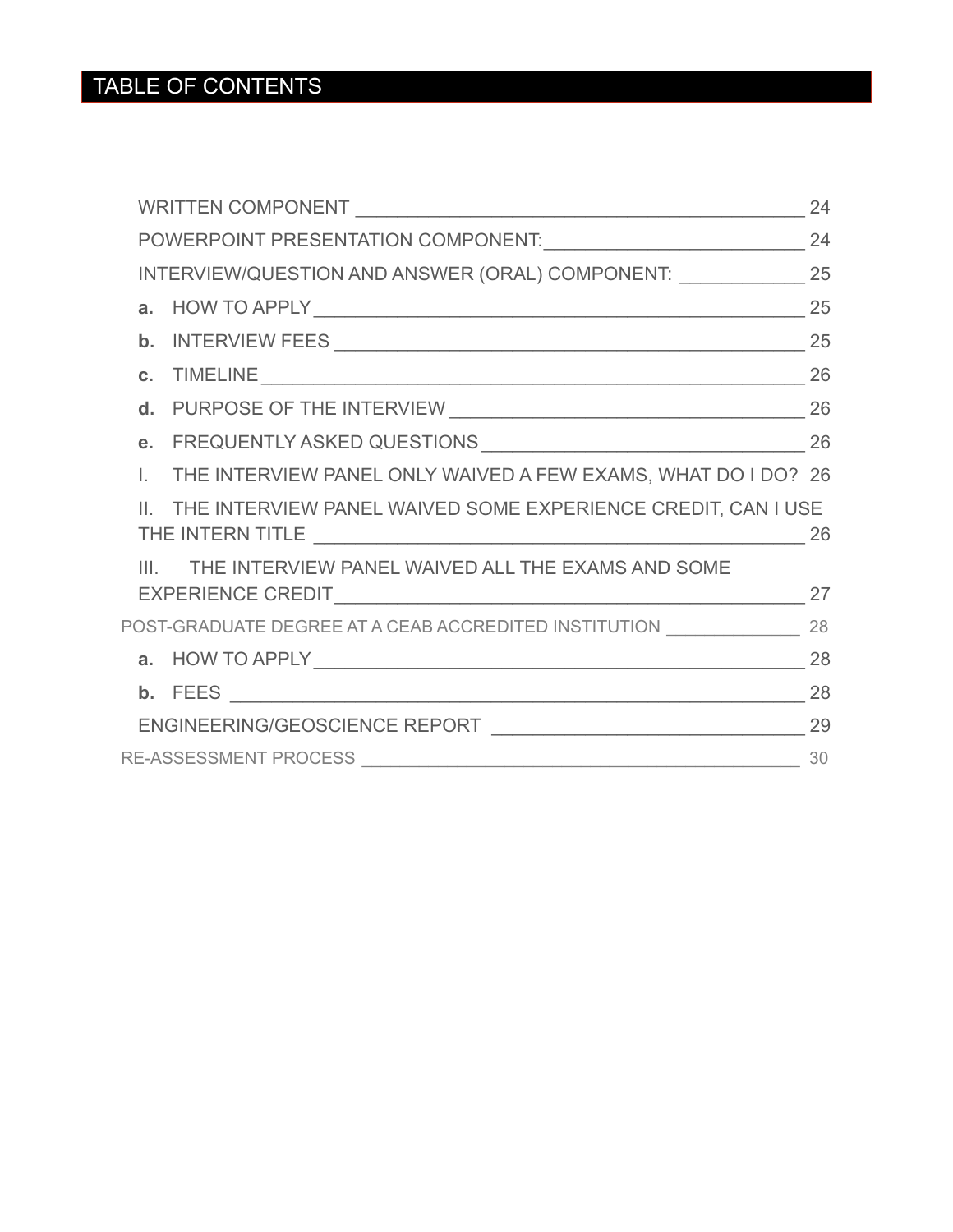## TABLE OF CONTENTS

WRITTEN COMPONENT ______________________________ 24

POWERPOINT PRESENTATION COMPONENT: ______________________________ 24

INTERVIEW/QUESTION AND ANSWER (ORAL) COMPONENT: ______________________________ 25

**a.** HOW TO APPLY ______________________________ 25

**b.** INTERVIEW FEES ______________________________ 25

**c.** TIMELINE ______________________________ 26

**d.** PURPOSE OF THE INTERVIEW ______________________________ 26

**e.** FREQUENTLY ASKED QUESTIONS ______________________________ 26

I. THE INTERVIEW PANEL ONLY WAIVED A FEW EXAMS, WHAT DO I DO? 26

II. THE INTERVIEW PANEL WAIVED SOME EXPERIENCE CREDIT, CAN I USE THE INTERN TITLE ______________________________ 26

III. THE INTERVIEW PANEL WAIVED ALL THE EXAMS AND SOME EXPERIENCE CREDIT ______________________________ 27

POST-GRADUATE DEGREE AT A CEAB ACCREDITED INSTITUTION ______________________________ 28

**a.** HOW TO APPLY ______________________________ 28

**b.** FEES ______________________________ 28

ENGINEERING/GEOSCIENCE REPORT ______________________________ 29

RE-ASSESSMENT PROCESS ______________________________ 30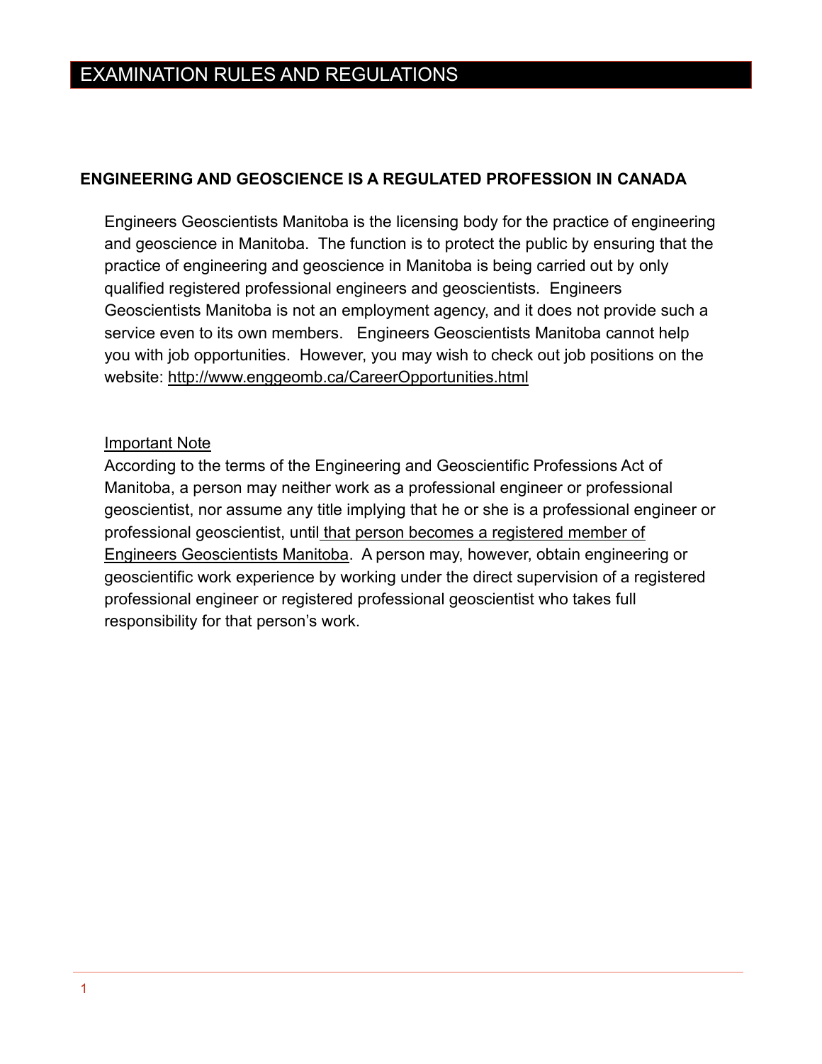# EXAMINATION RULES AND REGULATIONS

## ENGINEERING AND GEOSCIENCE IS A REGULATED PROFESSION IN CANADA

Engineers Geoscientists Manitoba is the licensing body for the practice of engineering and geoscience in Manitoba. The function is to protect the public by ensuring that the practice of engineering and geoscience in Manitoba is being carried out by only qualified registered professional engineers and geoscientists. Engineers Geoscientists Manitoba is not an employment agency, and it does not provide such a service even to its own members. Engineers Geoscientists Manitoba cannot help you with job opportunities. However, you may wish to check out job positions on the website: http://www.enggeomb.ca/CareerOpportunities.html

Important Note

According to the terms of the Engineering and Geoscientific Professions Act of Manitoba, a person may neither work as a professional engineer or professional geoscientist, nor assume any title implying that he or she is a professional engineer or professional geoscientist, until that person becomes a registered member of Engineers Geoscientists Manitoba. A person may, however, obtain engineering or geoscientific work experience by working under the direct supervision of a registered professional engineer or registered professional geoscientist who takes full responsibility for that person's work.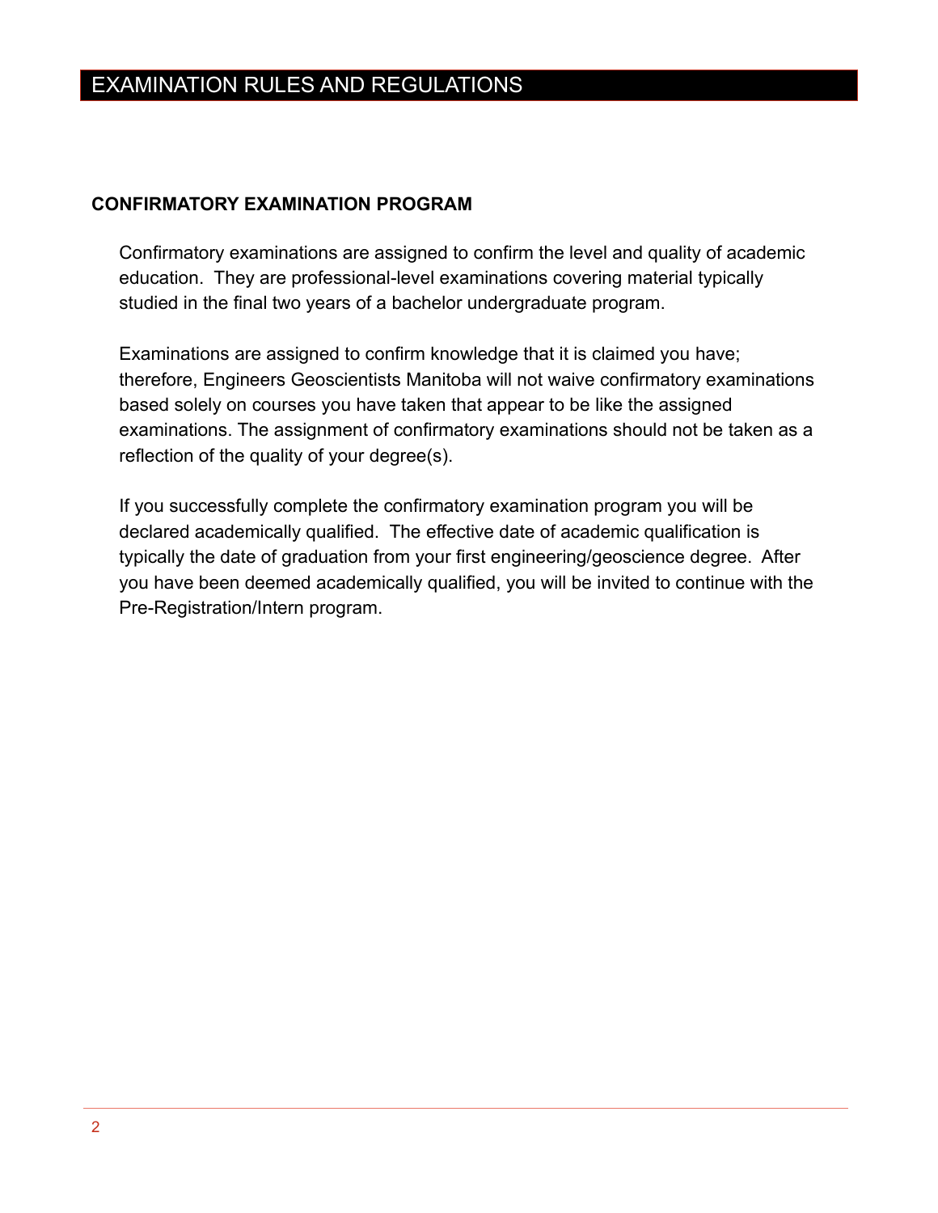# EXAMINATION RULES AND REGULATIONS

## CONFIRMATORY EXAMINATION PROGRAM

Confirmatory examinations are assigned to confirm the level and quality of academic education. They are professional-level examinations covering material typically studied in the final two years of a bachelor undergraduate program.

Examinations are assigned to confirm knowledge that it is claimed you have; therefore, Engineers Geoscientists Manitoba will not waive confirmatory examinations based solely on courses you have taken that appear to be like the assigned examinations. The assignment of confirmatory examinations should not be taken as a reflection of the quality of your degree(s).

If you successfully complete the confirmatory examination program you will be declared academically qualified. The effective date of academic qualification is typically the date of graduation from your first engineering/geoscience degree. After you have been deemed academically qualified, you will be invited to continue with the Pre-Registration/Intern program.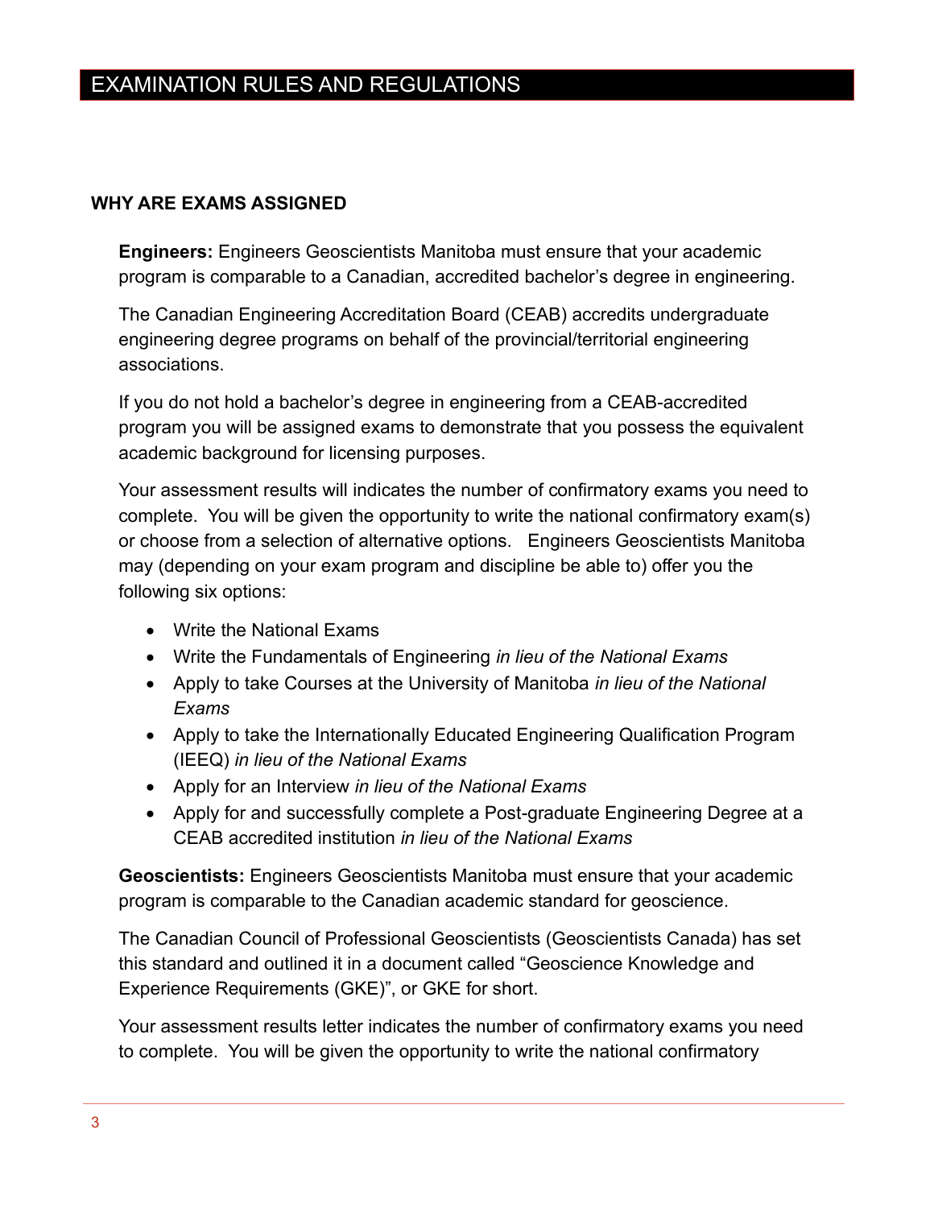# EXAMINATION RULES AND REGULATIONS

## WHY ARE EXAMS ASSIGNED

**Engineers:** Engineers Geoscientists Manitoba must ensure that your academic program is comparable to a Canadian, accredited bachelor's degree in engineering.

The Canadian Engineering Accreditation Board (CEAB) accredits undergraduate engineering degree programs on behalf of the provincial/territorial engineering associations.

If you do not hold a bachelor's degree in engineering from a CEAB-accredited program you will be assigned exams to demonstrate that you possess the equivalent academic background for licensing purposes.

Your assessment results will indicates the number of confirmatory exams you need to complete. You will be given the opportunity to write the national confirmatory exam(s) or choose from a selection of alternative options. Engineers Geoscientists Manitoba may (depending on your exam program and discipline be able to) offer you the following six options:

- Write the National Exams
- Write the Fundamentals of Engineering *in lieu of the National Exams*
- Apply to take Courses at the University of Manitoba *in lieu of the National Exams*
- Apply to take the Internationally Educated Engineering Qualification Program (IEEQ) *in lieu of the National Exams*
- Apply for an Interview *in lieu of the National Exams*
- Apply for and successfully complete a Post-graduate Engineering Degree at a CEAB accredited institution *in lieu of the National Exams*

**Geoscientists:** Engineers Geoscientists Manitoba must ensure that your academic program is comparable to the Canadian academic standard for geoscience.

The Canadian Council of Professional Geoscientists (Geoscientists Canada) has set this standard and outlined it in a document called "Geoscience Knowledge and Experience Requirements (GKE)", or GKE for short.

Your assessment results letter indicates the number of confirmatory exams you need to complete. You will be given the opportunity to write the national confirmatory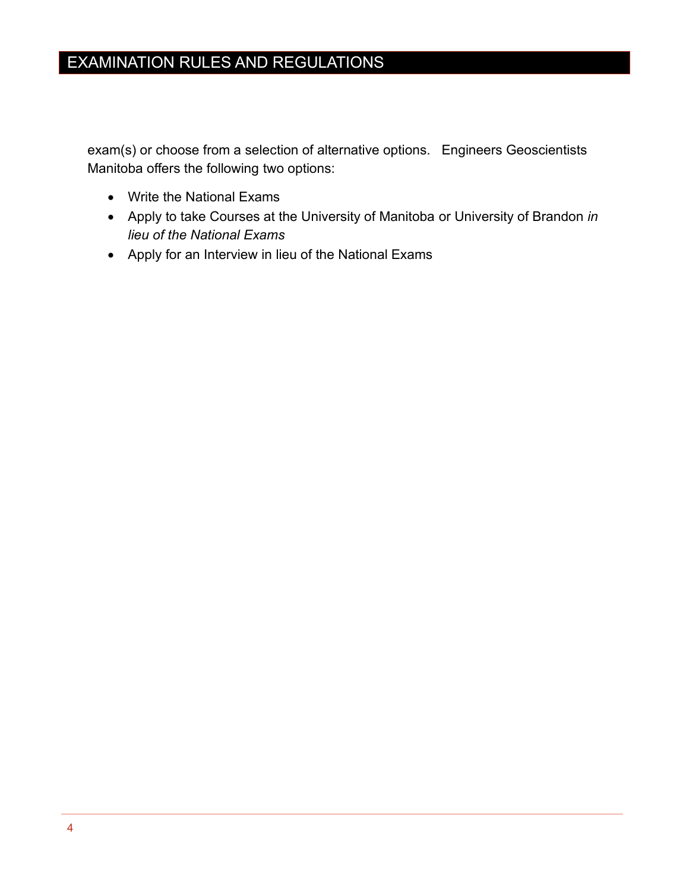exam(s) or choose from a selection of alternative options. Engineers Geoscientists Manitoba offers the following two options:

- Write the National Exams
- Apply to take Courses at the University of Manitoba or University of Brandon *in lieu of the National Exams*
- Apply for an Interview in lieu of the National Exams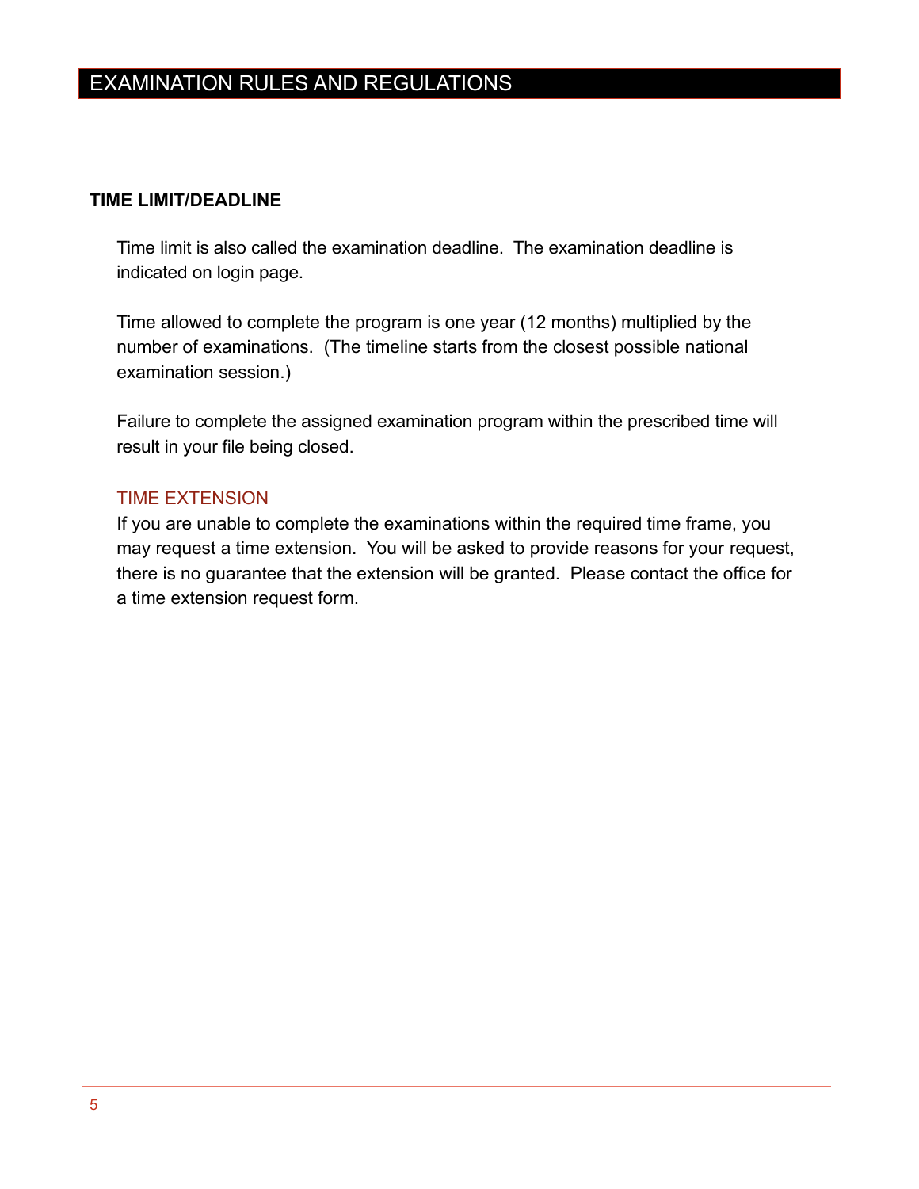# EXAMINATION RULES AND REGULATIONS

## TIME LIMIT/DEADLINE

Time limit is also called the examination deadline. The examination deadline is indicated on login page.

Time allowed to complete the program is one year (12 months) multiplied by the number of examinations. (The timeline starts from the closest possible national examination session.)

Failure to complete the assigned examination program within the prescribed time will result in your file being closed.

### TIME EXTENSION

If you are unable to complete the examinations within the required time frame, you may request a time extension. You will be asked to provide reasons for your request, there is no guarantee that the extension will be granted. Please contact the office for a time extension request form.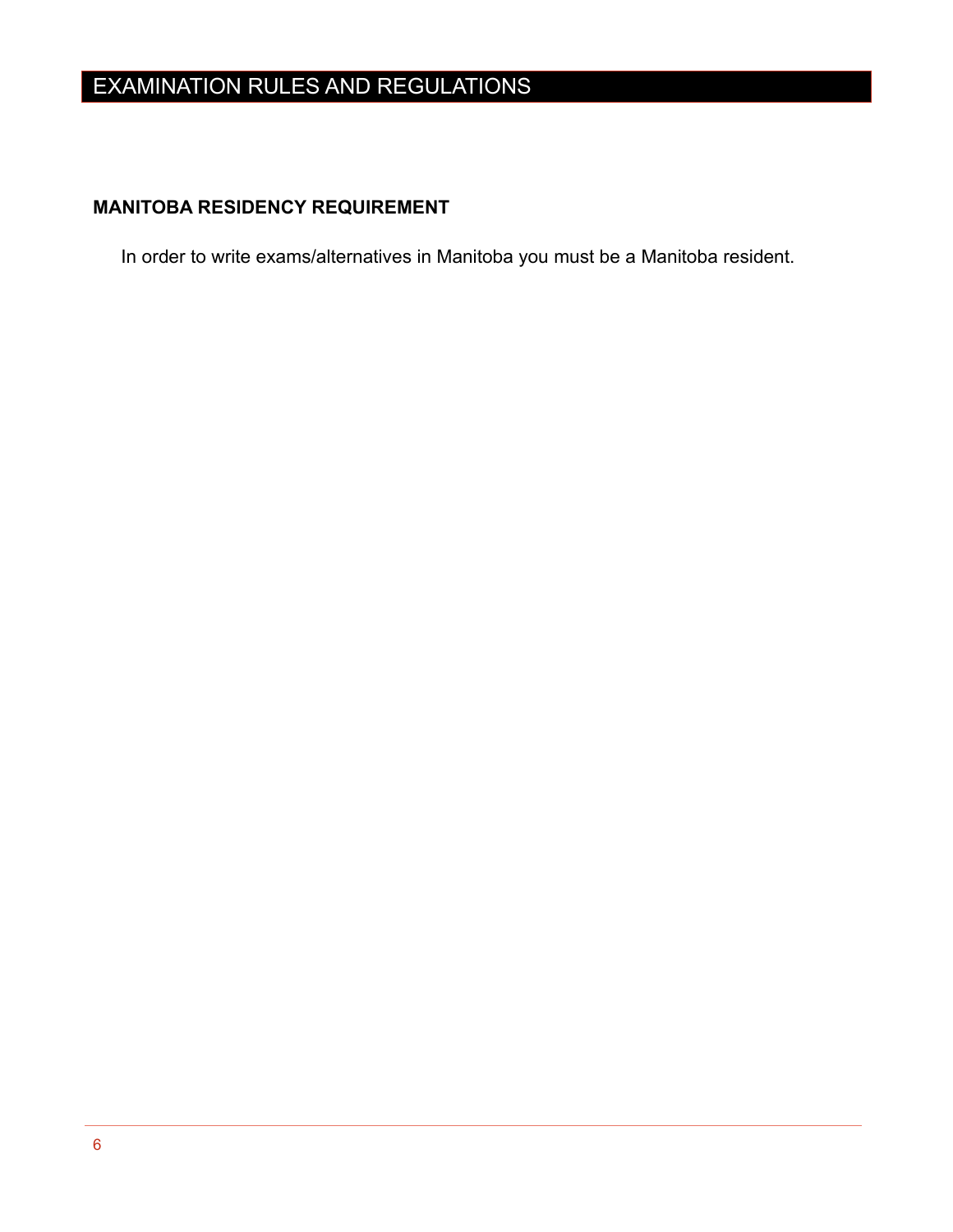# EXAMINATION RULES AND REGULATIONS

## MANITOBA RESIDENCY REQUIREMENT

In order to write exams/alternatives in Manitoba you must be a Manitoba resident.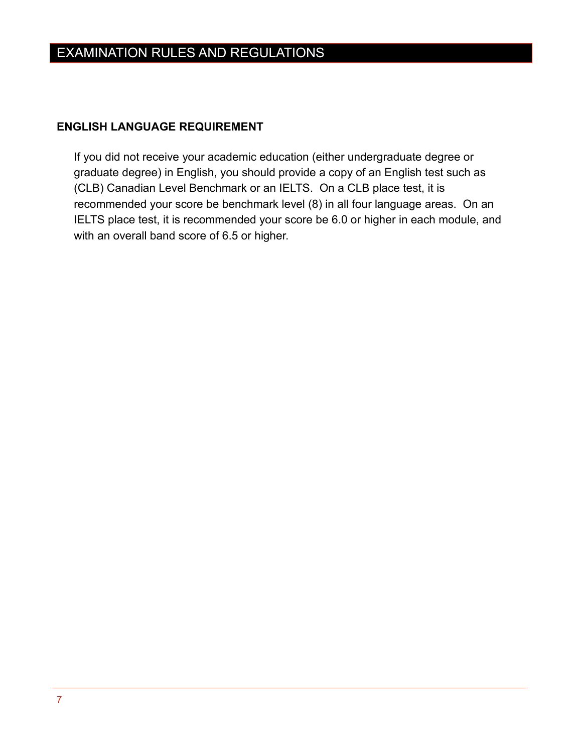# EXAMINATION RULES AND REGULATIONS

## ENGLISH LANGUAGE REQUIREMENT

If you did not receive your academic education (either undergraduate degree or graduate degree) in English, you should provide a copy of an English test such as (CLB) Canadian Level Benchmark or an IELTS. On a CLB place test, it is recommended your score be benchmark level (8) in all four language areas. On an IELTS place test, it is recommended your score be 6.0 or higher in each module, and with an overall band score of 6.5 or higher.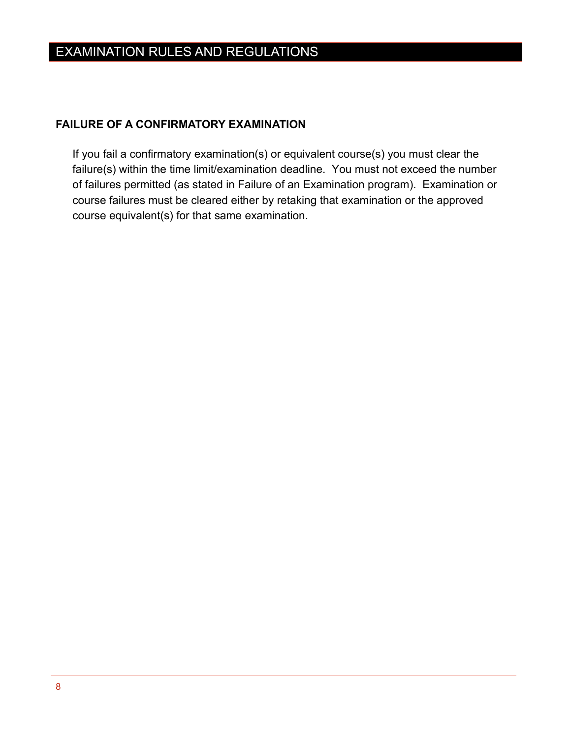# EXAMINATION RULES AND REGULATIONS

## FAILURE OF A CONFIRMATORY EXAMINATION

If you fail a confirmatory examination(s) or equivalent course(s) you must clear the failure(s) within the time limit/examination deadline. You must not exceed the number of failures permitted (as stated in Failure of an Examination program). Examination or course failures must be cleared either by retaking that examination or the approved course equivalent(s) for that same examination.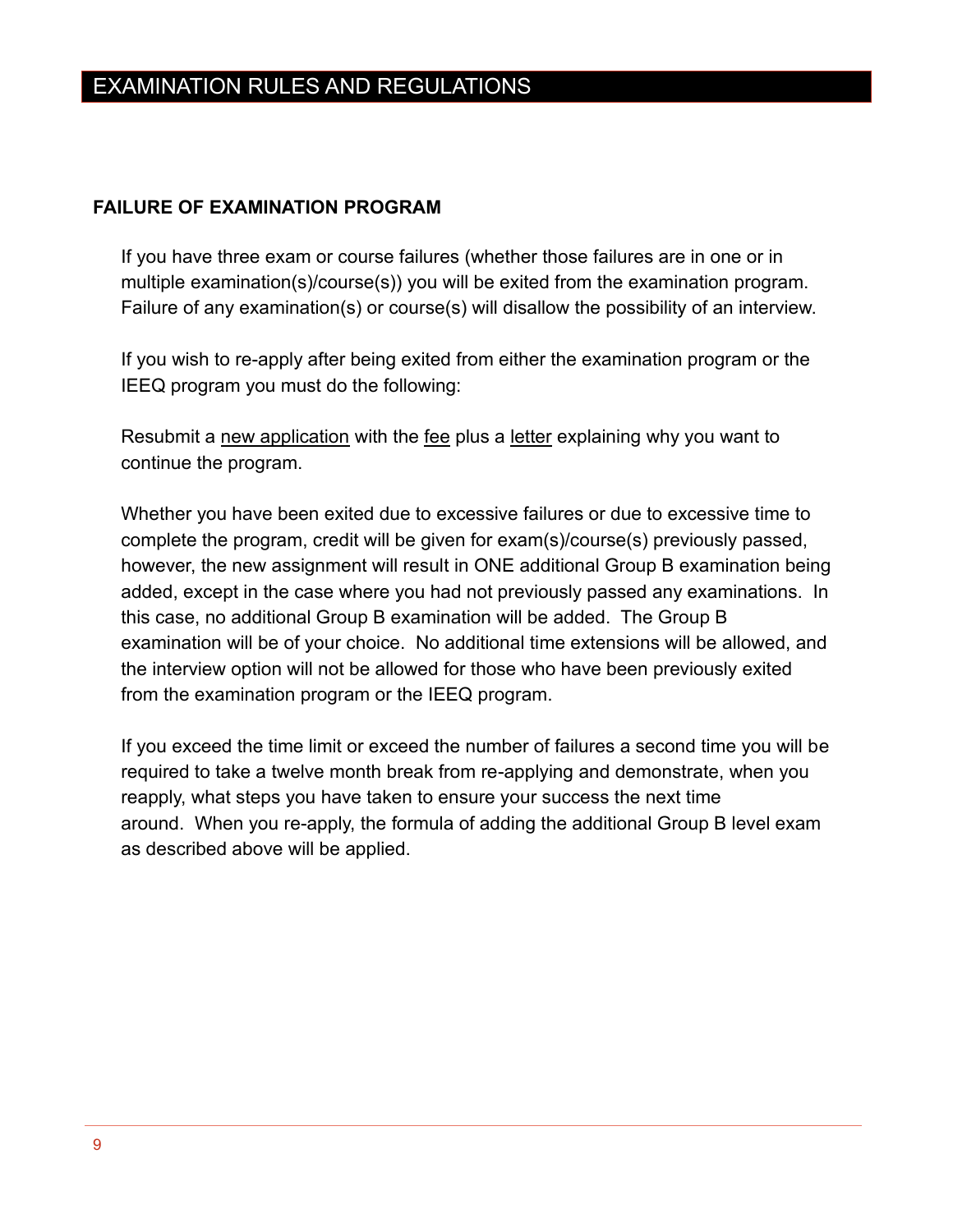# EXAMINATION RULES AND REGULATIONS

**FAILURE OF EXAMINATION PROGRAM**

If you have three exam or course failures (whether those failures are in one or in multiple examination(s)/course(s)) you will be exited from the examination program. Failure of any examination(s) or course(s) will disallow the possibility of an interview.

If you wish to re-apply after being exited from either the examination program or the IEEQ program you must do the following:

Resubmit a new application with the fee plus a letter explaining why you want to continue the program.

Whether you have been exited due to excessive failures or due to excessive time to complete the program, credit will be given for exam(s)/course(s) previously passed, however, the new assignment will result in ONE additional Group B examination being added, except in the case where you had not previously passed any examinations. In this case, no additional Group B examination will be added. The Group B examination will be of your choice. No additional time extensions will be allowed, and the interview option will not be allowed for those who have been previously exited from the examination program or the IEEQ program.

If you exceed the time limit or exceed the number of failures a second time you will be required to take a twelve month break from re-applying and demonstrate, when you reapply, what steps you have taken to ensure your success the next time around. When you re-apply, the formula of adding the additional Group B level exam as described above will be applied.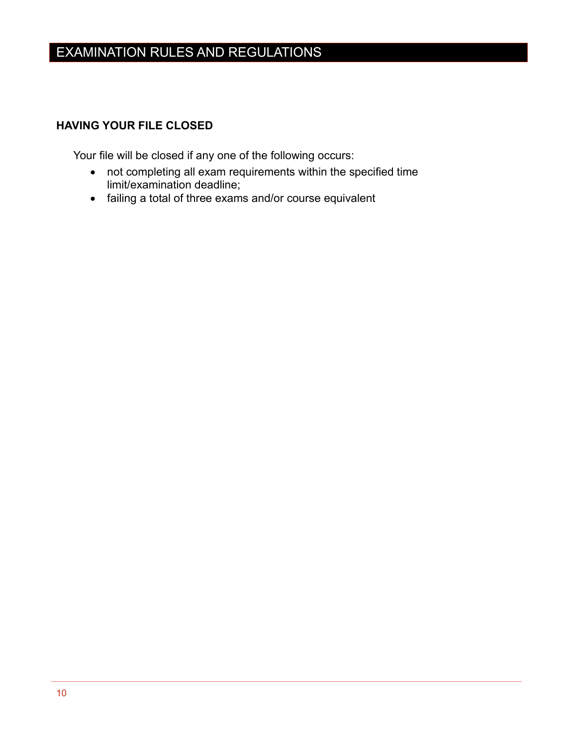# EXAMINATION RULES AND REGULATIONS

### HAVING YOUR FILE CLOSED

Your file will be closed if any one of the following occurs:

- not completing all exam requirements within the specified time limit/examination deadline;
- failing a total of three exams and/or course equivalent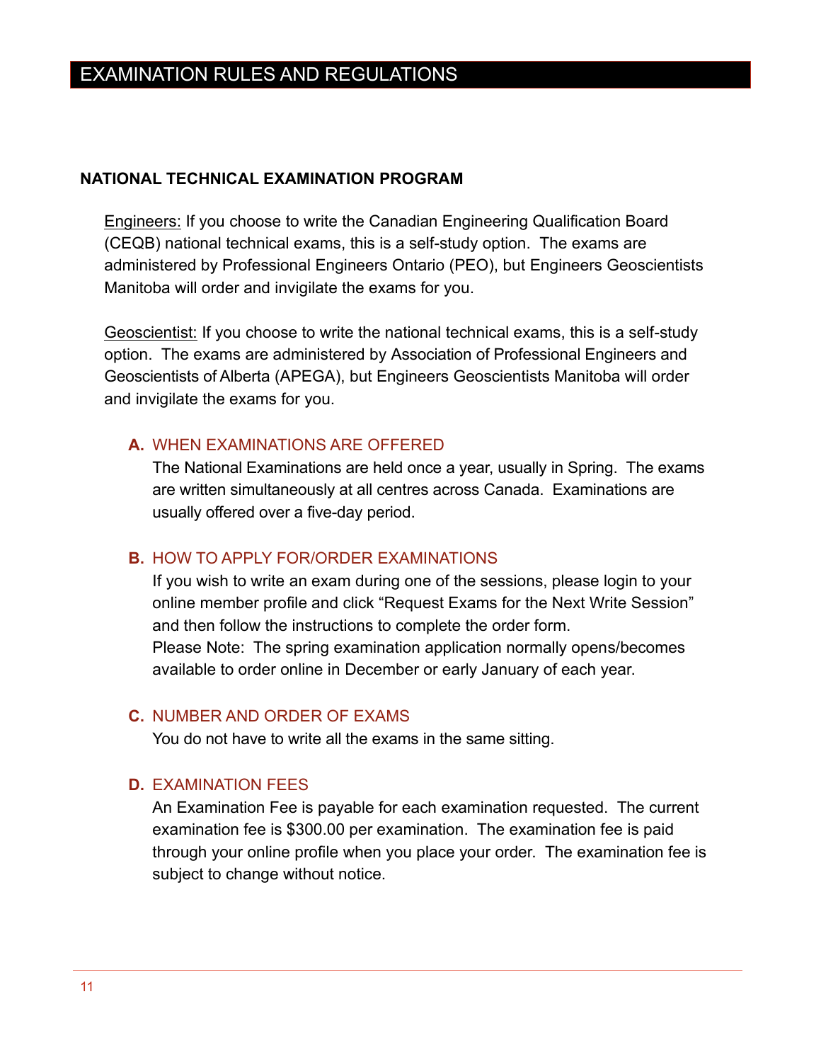# EXAMINATION RULES AND REGULATIONS

## NATIONAL TECHNICAL EXAMINATION PROGRAM

Engineers: If you choose to write the Canadian Engineering Qualification Board (CEQB) national technical exams, this is a self-study option. The exams are administered by Professional Engineers Ontario (PEO), but Engineers Geoscientists Manitoba will order and invigilate the exams for you.

Geoscientist: If you choose to write the national technical exams, this is a self-study option. The exams are administered by Association of Professional Engineers and Geoscientists of Alberta (APEGA), but Engineers Geoscientists Manitoba will order and invigilate the exams for you.

### A. WHEN EXAMINATIONS ARE OFFERED

The National Examinations are held once a year, usually in Spring. The exams are written simultaneously at all centres across Canada. Examinations are usually offered over a five-day period.

### B. HOW TO APPLY FOR/ORDER EXAMINATIONS

If you wish to write an exam during one of the sessions, please login to your online member profile and click "Request Exams for the Next Write Session" and then follow the instructions to complete the order form.
Please Note: The spring examination application normally opens/becomes available to order online in December or early January of each year.

### C. NUMBER AND ORDER OF EXAMS

You do not have to write all the exams in the same sitting.

### D. EXAMINATION FEES

An Examination Fee is payable for each examination requested. The current examination fee is $300.00 per examination. The examination fee is paid through your online profile when you place your order. The examination fee is subject to change without notice.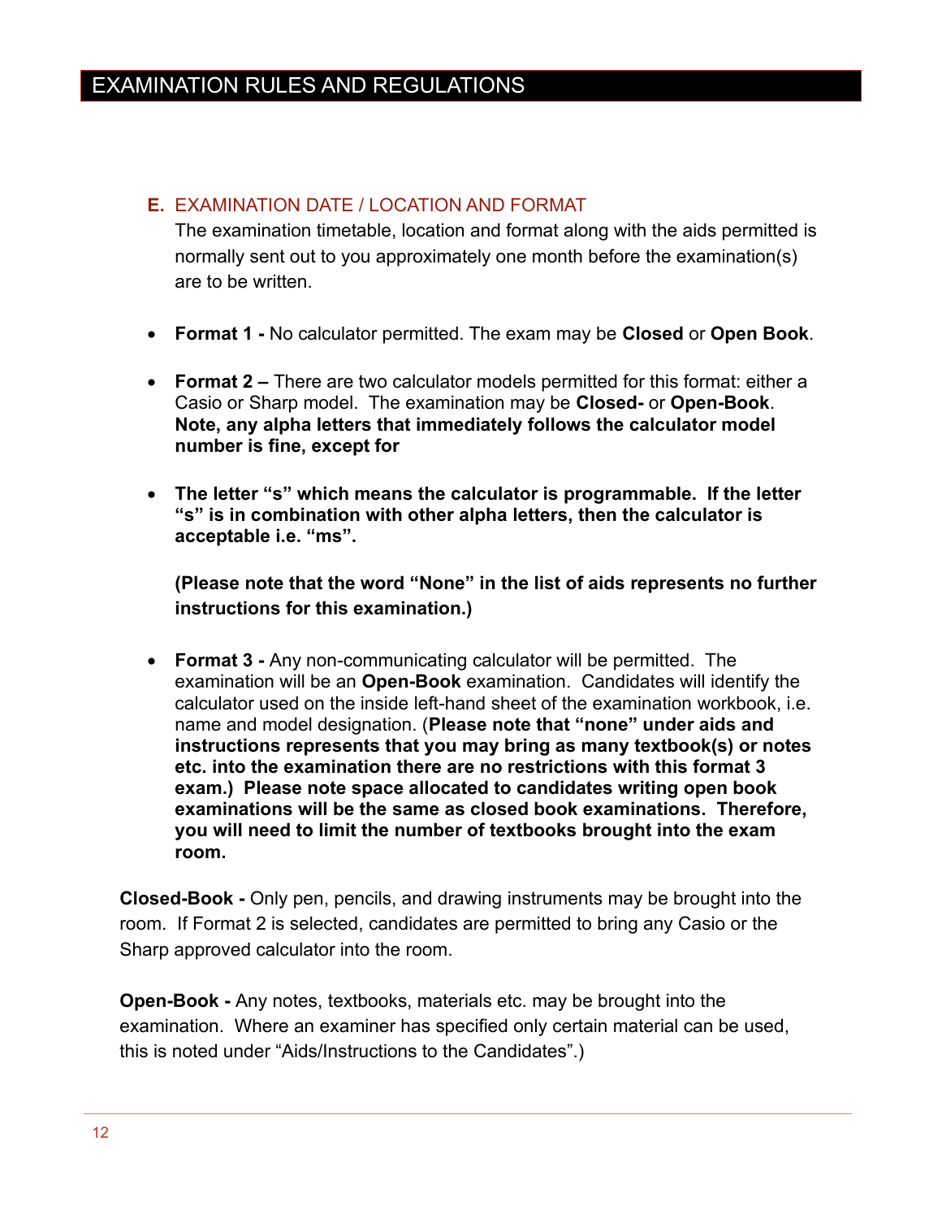# EXAMINATION RULES AND REGULATIONS

## E. EXAMINATION DATE / LOCATION AND FORMAT

The examination timetable, location and format along with the aids permitted is normally sent out to you approximately one month before the examination(s) are to be written.

- **Format 1 -** No calculator permitted. The exam may be **Closed** or **Open Book**.

- **Format 2 –** There are two calculator models permitted for this format: either a Casio or Sharp model. The examination may be **Closed-** or **Open-Book**. **Note, any alpha letters that immediately follows the calculator model number is fine, except for**

- **The letter "s" which means the calculator is programmable. If the letter "s" is in combination with other alpha letters, then the calculator is acceptable i.e. "ms".**

  **(Please note that the word "None" in the list of aids represents no further instructions for this examination.)**

- **Format 3 -** Any non-communicating calculator will be permitted. The examination will be an **Open-Book** examination. Candidates will identify the calculator used on the inside left-hand sheet of the examination workbook, i.e. name and model designation. (**Please note that "none" under aids and instructions represents that you may bring as many textbook(s) or notes etc. into the examination there are no restrictions with this format 3 exam.) Please note space allocated to candidates writing open book examinations will be the same as closed book examinations. Therefore, you will need to limit the number of textbooks brought into the exam room.**

**Closed-Book -** Only pen, pencils, and drawing instruments may be brought into the room. If Format 2 is selected, candidates are permitted to bring any Casio or the Sharp approved calculator into the room.

**Open-Book -** Any notes, textbooks, materials etc. may be brought into the examination. Where an examiner has specified only certain material can be used, this is noted under "Aids/Instructions to the Candidates".)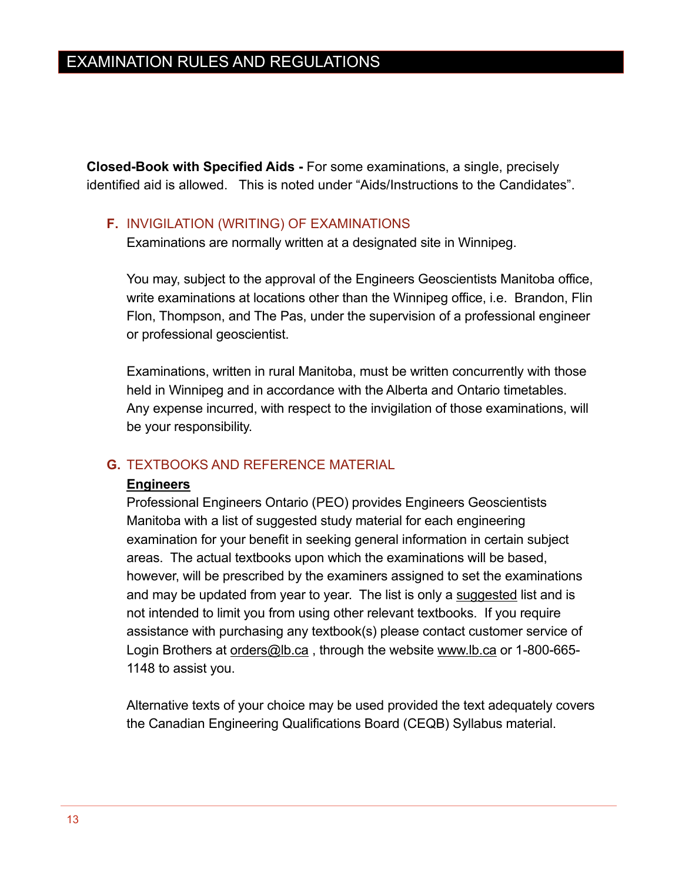# EXAMINATION RULES AND REGULATIONS

**Closed-Book with Specified Aids -** For some examinations, a single, precisely identified aid is allowed. This is noted under "Aids/Instructions to the Candidates".

## F. INVIGILATION (WRITING) OF EXAMINATIONS

Examinations are normally written at a designated site in Winnipeg.

You may, subject to the approval of the Engineers Geoscientists Manitoba office, write examinations at locations other than the Winnipeg office, i.e. Brandon, Flin Flon, Thompson, and The Pas, under the supervision of a professional engineer or professional geoscientist.

Examinations, written in rural Manitoba, must be written concurrently with those held in Winnipeg and in accordance with the Alberta and Ontario timetables. Any expense incurred, with respect to the invigilation of those examinations, will be your responsibility.

## G. TEXTBOOKS AND REFERENCE MATERIAL

**Engineers**

Professional Engineers Ontario (PEO) provides Engineers Geoscientists Manitoba with a list of suggested study material for each engineering examination for your benefit in seeking general information in certain subject areas. The actual textbooks upon which the examinations will be based, however, will be prescribed by the examiners assigned to set the examinations and may be updated from year to year. The list is only a suggested list and is not intended to limit you from using other relevant textbooks. If you require assistance with purchasing any textbook(s) please contact customer service of Login Brothers at orders@lb.ca , through the website www.lb.ca or 1-800-665-1148 to assist you.

Alternative texts of your choice may be used provided the text adequately covers the Canadian Engineering Qualifications Board (CEQB) Syllabus material.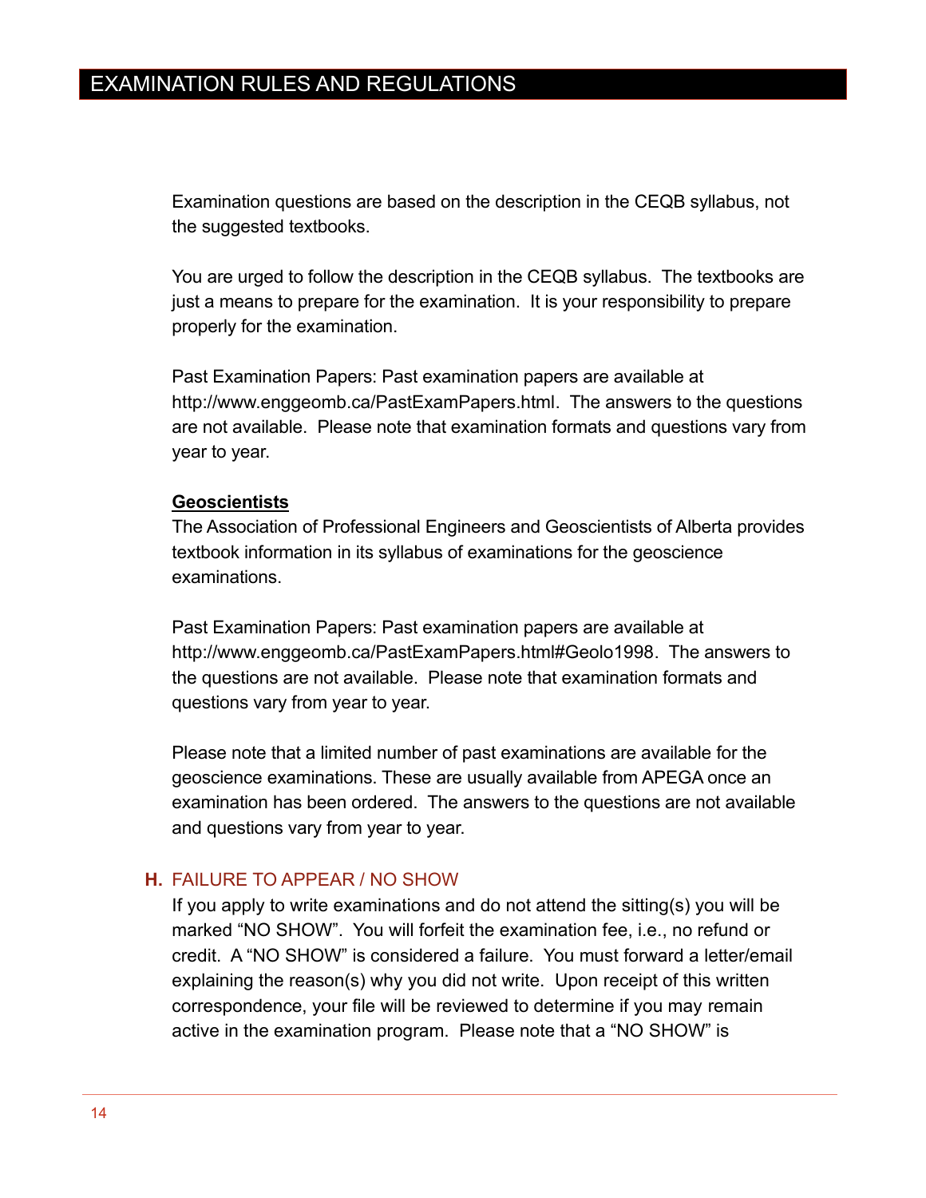Examination questions are based on the description in the CEQB syllabus, not the suggested textbooks.

You are urged to follow the description in the CEQB syllabus. The textbooks are just a means to prepare for the examination. It is your responsibility to prepare properly for the examination.

Past Examination Papers: Past examination papers are available at http://www.enggeomb.ca/PastExamPapers.html. The answers to the questions are not available. Please note that examination formats and questions vary from year to year.

**Geoscientists**

The Association of Professional Engineers and Geoscientists of Alberta provides textbook information in its syllabus of examinations for the geoscience examinations.

Past Examination Papers: Past examination papers are available at http://www.enggeomb.ca/PastExamPapers.html#Geolo1998. The answers to the questions are not available. Please note that examination formats and questions vary from year to year.

Please note that a limited number of past examinations are available for the geoscience examinations. These are usually available from APEGA once an examination has been ordered. The answers to the questions are not available and questions vary from year to year.

### H. FAILURE TO APPEAR / NO SHOW

If you apply to write examinations and do not attend the sitting(s) you will be marked "NO SHOW". You will forfeit the examination fee, i.e., no refund or credit. A "NO SHOW" is considered a failure. You must forward a letter/email explaining the reason(s) why you did not write. Upon receipt of this written correspondence, your file will be reviewed to determine if you may remain active in the examination program. Please note that a "NO SHOW" is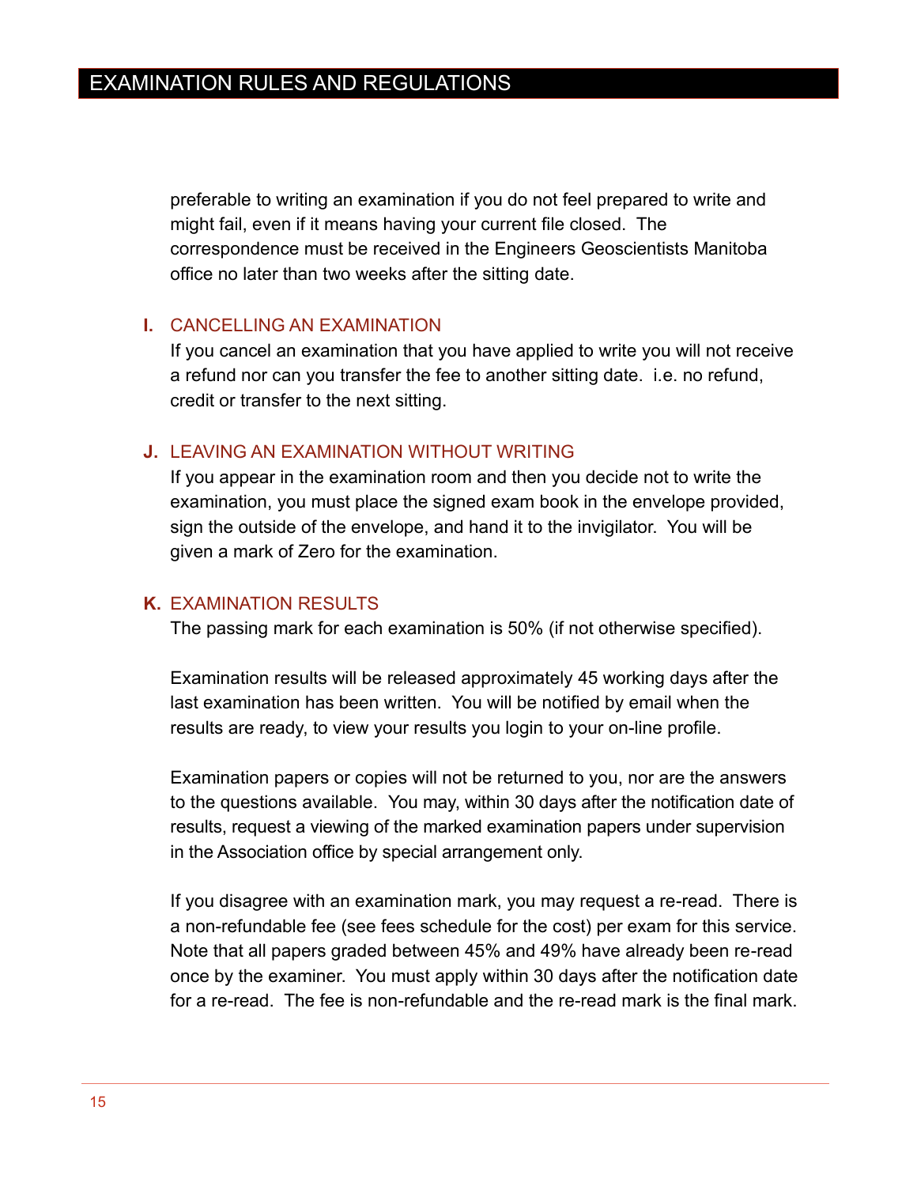preferable to writing an examination if you do not feel prepared to write and might fail, even if it means having your current file closed. The correspondence must be received in the Engineers Geoscientists Manitoba office no later than two weeks after the sitting date.

### I. CANCELLING AN EXAMINATION

If you cancel an examination that you have applied to write you will not receive a refund nor can you transfer the fee to another sitting date. i.e. no refund, credit or transfer to the next sitting.

### J. LEAVING AN EXAMINATION WITHOUT WRITING

If you appear in the examination room and then you decide not to write the examination, you must place the signed exam book in the envelope provided, sign the outside of the envelope, and hand it to the invigilator. You will be given a mark of Zero for the examination.

### K. EXAMINATION RESULTS

The passing mark for each examination is 50% (if not otherwise specified).

Examination results will be released approximately 45 working days after the last examination has been written. You will be notified by email when the results are ready, to view your results you login to your on-line profile.

Examination papers or copies will not be returned to you, nor are the answers to the questions available. You may, within 30 days after the notification date of results, request a viewing of the marked examination papers under supervision in the Association office by special arrangement only.

If you disagree with an examination mark, you may request a re-read. There is a non-refundable fee (see fees schedule for the cost) per exam for this service. Note that all papers graded between 45% and 49% have already been re-read once by the examiner. You must apply within 30 days after the notification date for a re-read. The fee is non-refundable and the re-read mark is the final mark.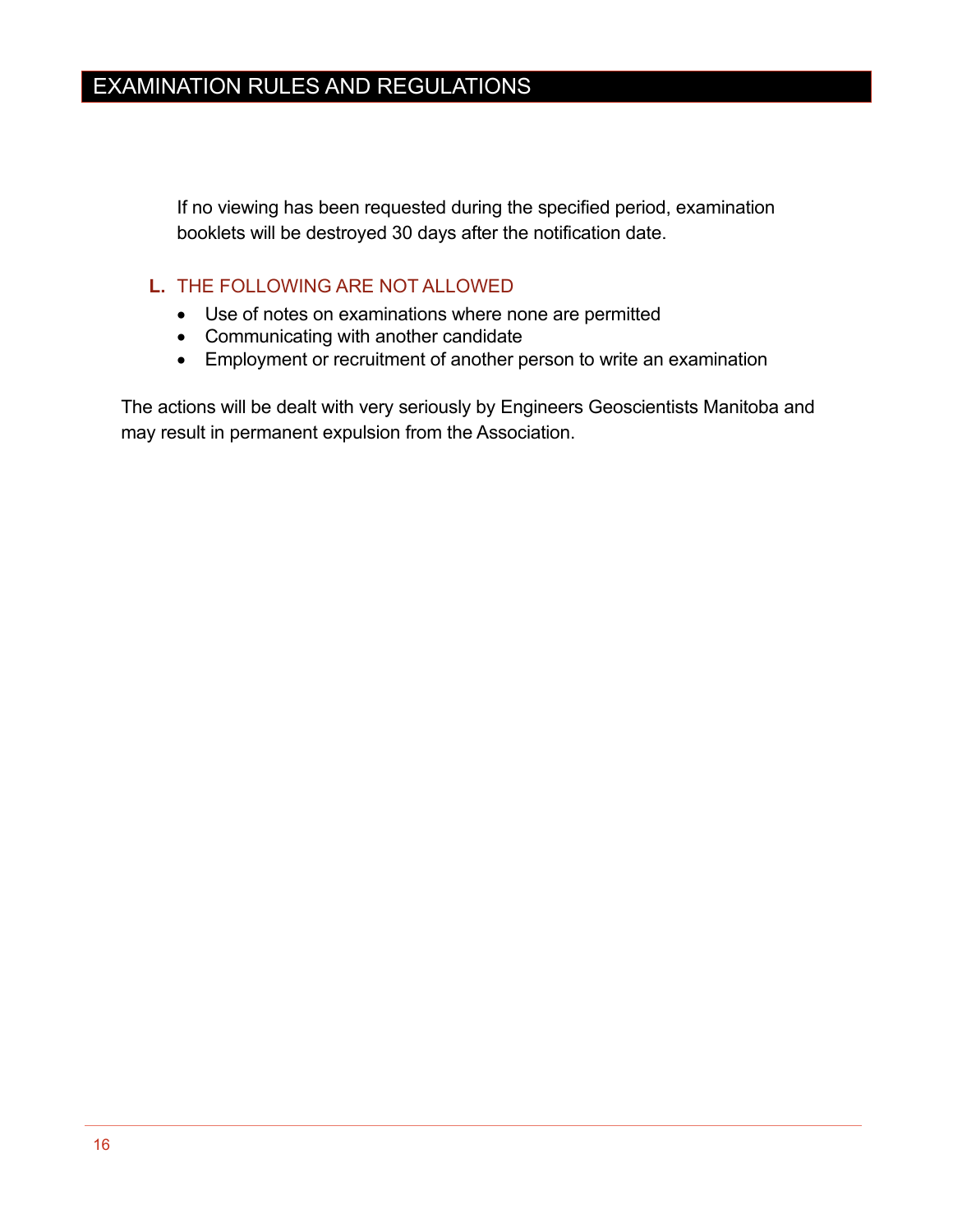If no viewing has been requested during the specified period, examination booklets will be destroyed 30 days after the notification date.

### L. THE FOLLOWING ARE NOT ALLOWED

- Use of notes on examinations where none are permitted
- Communicating with another candidate
- Employment or recruitment of another person to write an examination

The actions will be dealt with very seriously by Engineers Geoscientists Manitoba and may result in permanent expulsion from the Association.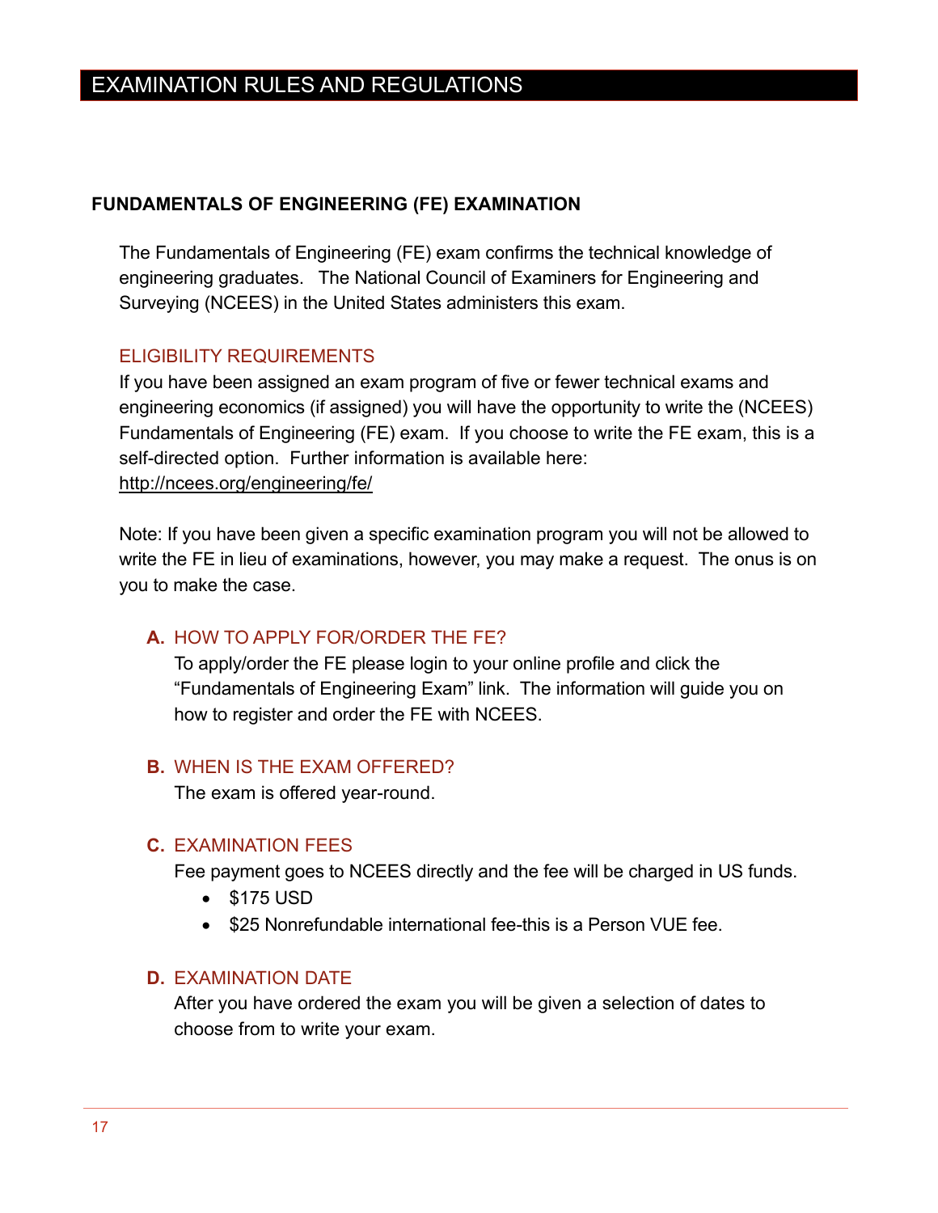# EXAMINATION RULES AND REGULATIONS

## FUNDAMENTALS OF ENGINEERING (FE) EXAMINATION

The Fundamentals of Engineering (FE) exam confirms the technical knowledge of engineering graduates. The National Council of Examiners for Engineering and Surveying (NCEES) in the United States administers this exam.

### ELIGIBILITY REQUIREMENTS

If you have been assigned an exam program of five or fewer technical exams and engineering economics (if assigned) you will have the opportunity to write the (NCEES) Fundamentals of Engineering (FE) exam. If you choose to write the FE exam, this is a self-directed option. Further information is available here: http://ncees.org/engineering/fe/

Note: If you have been given a specific examination program you will not be allowed to write the FE in lieu of examinations, however, you may make a request. The onus is on you to make the case.

#### A. HOW TO APPLY FOR/ORDER THE FE?

To apply/order the FE please login to your online profile and click the "Fundamentals of Engineering Exam" link. The information will guide you on how to register and order the FE with NCEES.

#### B. WHEN IS THE EXAM OFFERED?

The exam is offered year-round.

#### C. EXAMINATION FEES

Fee payment goes to NCEES directly and the fee will be charged in US funds.

- $175 USD
- $25 Nonrefundable international fee-this is a Person VUE fee.

#### D. EXAMINATION DATE

After you have ordered the exam you will be given a selection of dates to choose from to write your exam.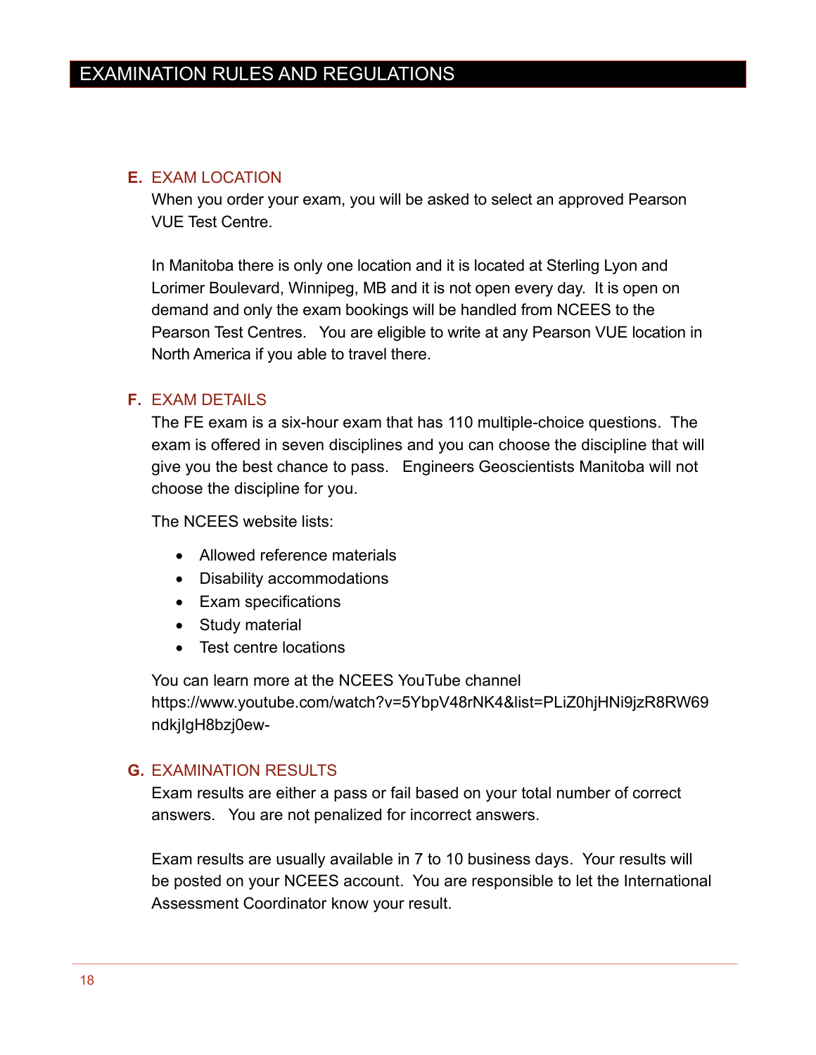# EXAMINATION RULES AND REGULATIONS

## E. EXAM LOCATION

When you order your exam, you will be asked to select an approved Pearson VUE Test Centre.

In Manitoba there is only one location and it is located at Sterling Lyon and Lorimer Boulevard, Winnipeg, MB and it is not open every day. It is open on demand and only the exam bookings will be handled from NCEES to the Pearson Test Centres. You are eligible to write at any Pearson VUE location in North America if you able to travel there.

## F. EXAM DETAILS

The FE exam is a six-hour exam that has 110 multiple-choice questions. The exam is offered in seven disciplines and you can choose the discipline that will give you the best chance to pass. Engineers Geoscientists Manitoba will not choose the discipline for you.

The NCEES website lists:

- Allowed reference materials
- Disability accommodations
- Exam specifications
- Study material
- Test centre locations

You can learn more at the NCEES YouTube channel https://www.youtube.com/watch?v=5YbpV48rNK4&list=PLiZ0hjHNi9jzR8RW69ndkjIgH8bzj0ew-

## G. EXAMINATION RESULTS

Exam results are either a pass or fail based on your total number of correct answers. You are not penalized for incorrect answers.

Exam results are usually available in 7 to 10 business days. Your results will be posted on your NCEES account. You are responsible to let the International Assessment Coordinator know your result.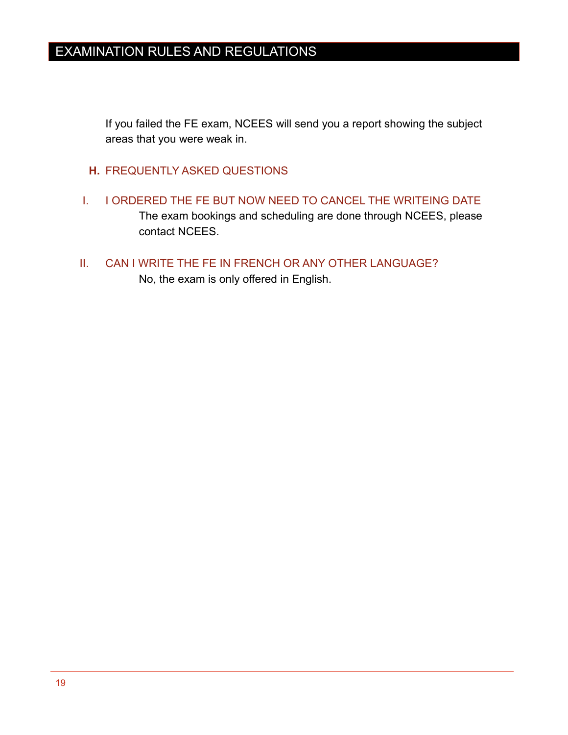If you failed the FE exam, NCEES will send you a report showing the subject areas that you were weak in.

### H. FREQUENTLY ASKED QUESTIONS

#### I. I ORDERED THE FE BUT NOW NEED TO CANCEL THE WRITEING DATE

The exam bookings and scheduling are done through NCEES, please contact NCEES.

#### II. CAN I WRITE THE FE IN FRENCH OR ANY OTHER LANGUAGE?

No, the exam is only offered in English.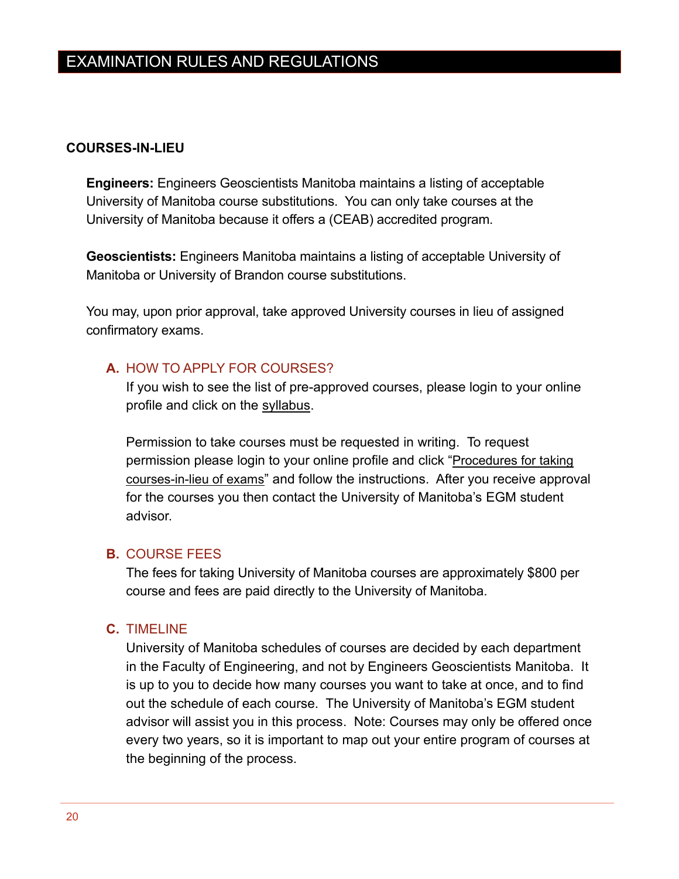# EXAMINATION RULES AND REGULATIONS

## COURSES-IN-LIEU

**Engineers:** Engineers Geoscientists Manitoba maintains a listing of acceptable University of Manitoba course substitutions. You can only take courses at the University of Manitoba because it offers a (CEAB) accredited program.

**Geoscientists:** Engineers Manitoba maintains a listing of acceptable University of Manitoba or University of Brandon course substitutions.

You may, upon prior approval, take approved University courses in lieu of assigned confirmatory exams.

### A. HOW TO APPLY FOR COURSES?

If you wish to see the list of pre-approved courses, please login to your online profile and click on the syllabus.

Permission to take courses must be requested in writing. To request permission please login to your online profile and click "Procedures for taking courses-in-lieu of exams" and follow the instructions. After you receive approval for the courses you then contact the University of Manitoba's EGM student advisor.

### B. COURSE FEES

The fees for taking University of Manitoba courses are approximately $800 per course and fees are paid directly to the University of Manitoba.

### C. TIMELINE

University of Manitoba schedules of courses are decided by each department in the Faculty of Engineering, and not by Engineers Geoscientists Manitoba. It is up to you to decide how many courses you want to take at once, and to find out the schedule of each course. The University of Manitoba's EGM student advisor will assist you in this process. Note: Courses may only be offered once every two years, so it is important to map out your entire program of courses at the beginning of the process.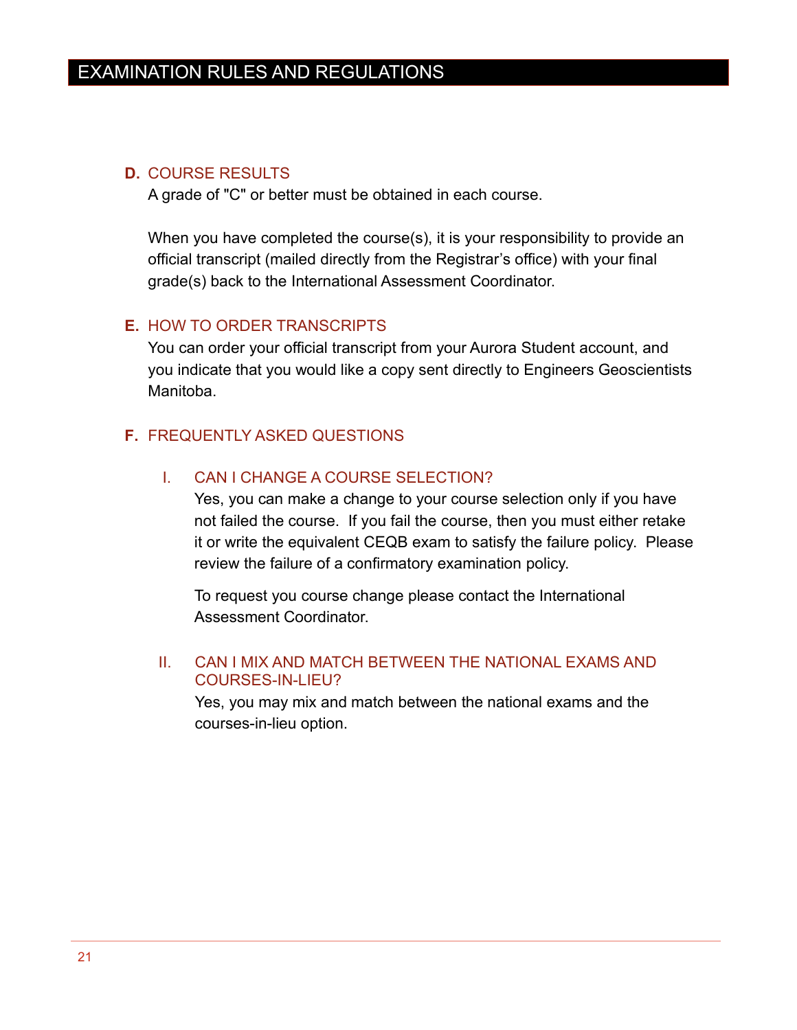# EXAMINATION RULES AND REGULATIONS

## D. COURSE RESULTS

A grade of "C" or better must be obtained in each course.

When you have completed the course(s), it is your responsibility to provide an official transcript (mailed directly from the Registrar's office) with your final grade(s) back to the International Assessment Coordinator.

## E. HOW TO ORDER TRANSCRIPTS

You can order your official transcript from your Aurora Student account, and you indicate that you would like a copy sent directly to Engineers Geoscientists Manitoba.

## F. FREQUENTLY ASKED QUESTIONS

### I. CAN I CHANGE A COURSE SELECTION?

Yes, you can make a change to your course selection only if you have not failed the course. If you fail the course, then you must either retake it or write the equivalent CEQB exam to satisfy the failure policy. Please review the failure of a confirmatory examination policy.

To request you course change please contact the International Assessment Coordinator.

### II. CAN I MIX AND MATCH BETWEEN THE NATIONAL EXAMS AND COURSES-IN-LIEU?

Yes, you may mix and match between the national exams and the courses-in-lieu option.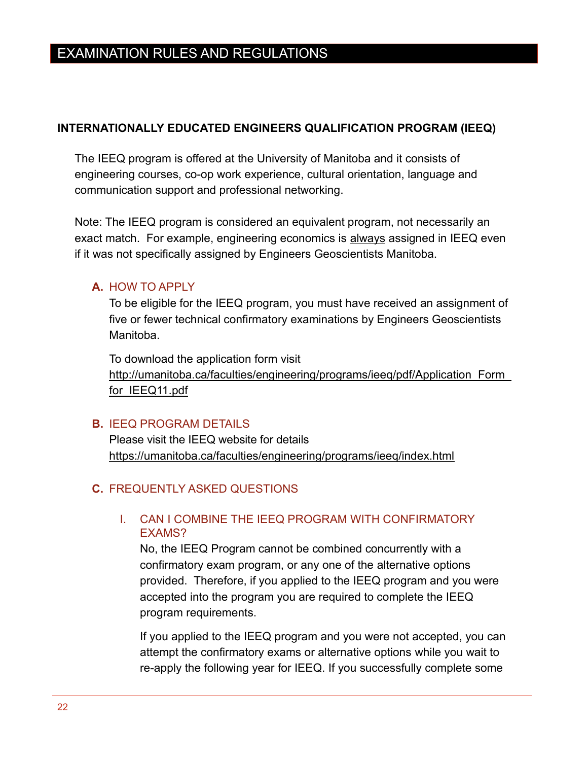# EXAMINATION RULES AND REGULATIONS

## INTERNATIONALLY EDUCATED ENGINEERS QUALIFICATION PROGRAM (IEEQ)

The IEEQ program is offered at the University of Manitoba and it consists of engineering courses, co-op work experience, cultural orientation, language and communication support and professional networking.

Note: The IEEQ program is considered an equivalent program, not necessarily an exact match. For example, engineering economics is always assigned in IEEQ even if it was not specifically assigned by Engineers Geoscientists Manitoba.

### A. HOW TO APPLY

To be eligible for the IEEQ program, you must have received an assignment of five or fewer technical confirmatory examinations by Engineers Geoscientists Manitoba.

To download the application form visit http://umanitoba.ca/faculties/engineering/programs/ieeq/pdf/Application_Form_for_IEEQ11.pdf

### B. IEEQ PROGRAM DETAILS

Please visit the IEEQ website for details https://umanitoba.ca/faculties/engineering/programs/ieeq/index.html

### C. FREQUENTLY ASKED QUESTIONS

#### I. CAN I COMBINE THE IEEQ PROGRAM WITH CONFIRMATORY EXAMS?

No, the IEEQ Program cannot be combined concurrently with a confirmatory exam program, or any one of the alternative options provided. Therefore, if you applied to the IEEQ program and you were accepted into the program you are required to complete the IEEQ program requirements.

If you applied to the IEEQ program and you were not accepted, you can attempt the confirmatory exams or alternative options while you wait to re-apply the following year for IEEQ. If you successfully complete some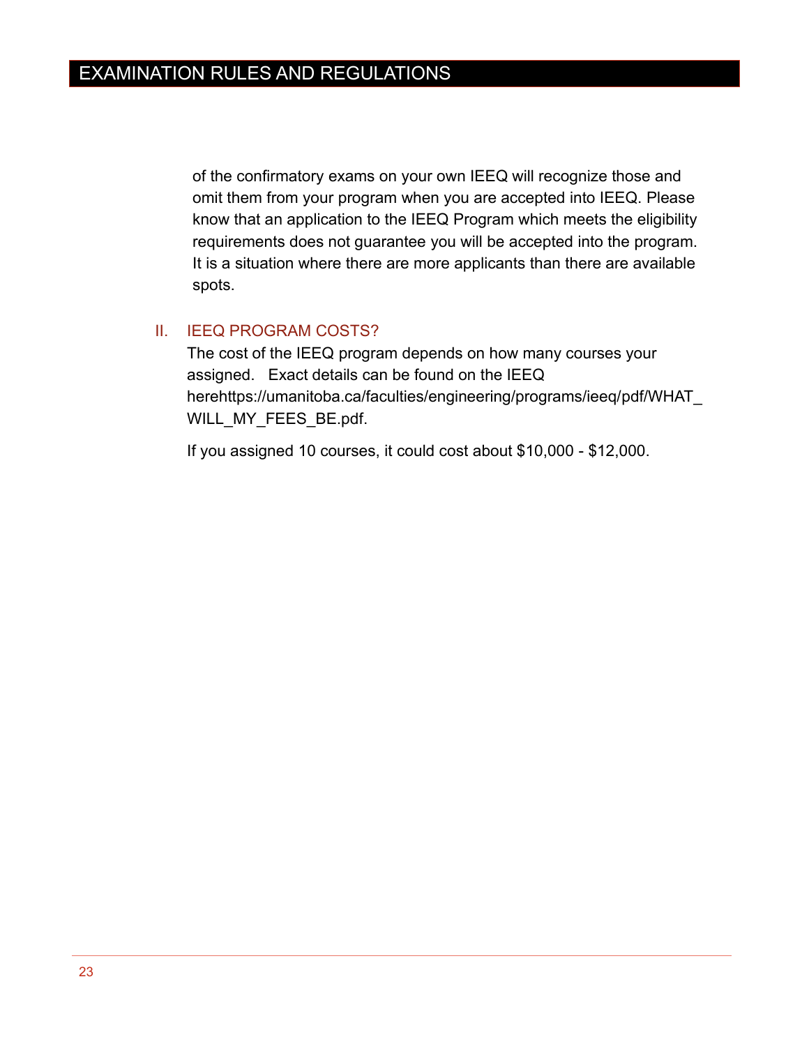of the confirmatory exams on your own IEEQ will recognize those and omit them from your program when you are accepted into IEEQ. Please know that an application to the IEEQ Program which meets the eligibility requirements does not guarantee you will be accepted into the program. It is a situation where there are more applicants than there are available spots.

## II. IEEQ PROGRAM COSTS?

The cost of the IEEQ program depends on how many courses your assigned.   Exact details can be found on the IEEQ herehttps://umanitoba.ca/faculties/engineering/programs/ieeq/pdf/WHAT_WILL_MY_FEES_BE.pdf.

If you assigned 10 courses, it could cost about $10,000 - $12,000.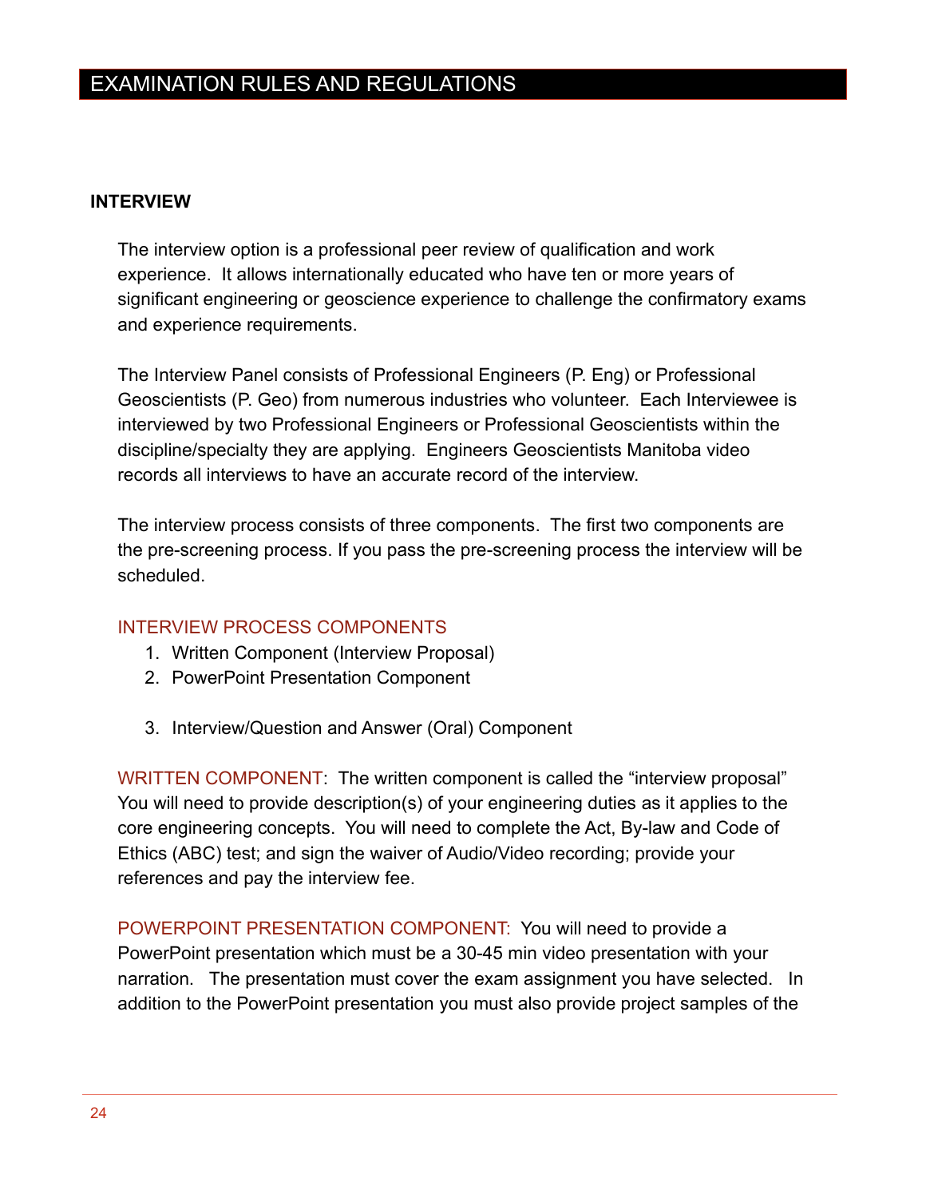# EXAMINATION RULES AND REGULATIONS

### INTERVIEW

The interview option is a professional peer review of qualification and work experience. It allows internationally educated who have ten or more years of significant engineering or geoscience experience to challenge the confirmatory exams and experience requirements.

The Interview Panel consists of Professional Engineers (P. Eng) or Professional Geoscientists (P. Geo) from numerous industries who volunteer. Each Interviewee is interviewed by two Professional Engineers or Professional Geoscientists within the discipline/specialty they are applying. Engineers Geoscientists Manitoba video records all interviews to have an accurate record of the interview.

The interview process consists of three components. The first two components are the pre-screening process. If you pass the pre-screening process the interview will be scheduled.

#### INTERVIEW PROCESS COMPONENTS

1. Written Component (Interview Proposal)
2. PowerPoint Presentation Component
3. Interview/Question and Answer (Oral) Component

WRITTEN COMPONENT: The written component is called the “interview proposal” You will need to provide description(s) of your engineering duties as it applies to the core engineering concepts. You will need to complete the Act, By-law and Code of Ethics (ABC) test; and sign the waiver of Audio/Video recording; provide your references and pay the interview fee.

POWERPOINT PRESENTATION COMPONENT: You will need to provide a PowerPoint presentation which must be a 30-45 min video presentation with your narration. The presentation must cover the exam assignment you have selected. In addition to the PowerPoint presentation you must also provide project samples of the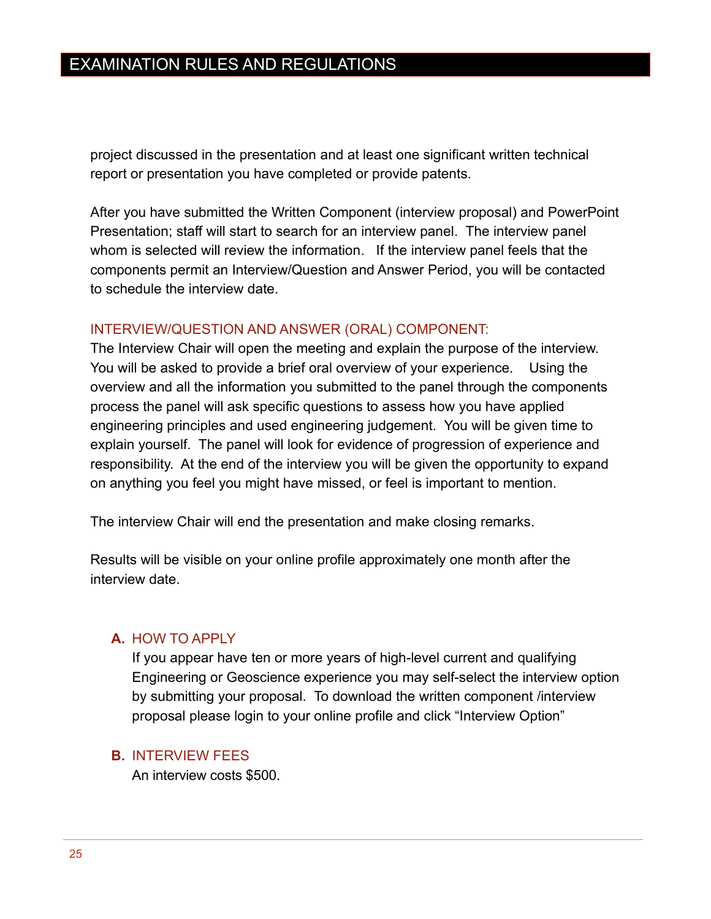project discussed in the presentation and at least one significant written technical report or presentation you have completed or provide patents.

After you have submitted the Written Component (interview proposal) and PowerPoint Presentation; staff will start to search for an interview panel. The interview panel whom is selected will review the information. If the interview panel feels that the components permit an Interview/Question and Answer Period, you will be contacted to schedule the interview date.

### INTERVIEW/QUESTION AND ANSWER (ORAL) COMPONENT:

The Interview Chair will open the meeting and explain the purpose of the interview. You will be asked to provide a brief oral overview of your experience. Using the overview and all the information you submitted to the panel through the components process the panel will ask specific questions to assess how you have applied engineering principles and used engineering judgement. You will be given time to explain yourself. The panel will look for evidence of progression of experience and responsibility. At the end of the interview you will be given the opportunity to expand on anything you feel you might have missed, or feel is important to mention.

The interview Chair will end the presentation and make closing remarks.

Results will be visible on your online profile approximately one month after the interview date.

### A. HOW TO APPLY

If you appear have ten or more years of high-level current and qualifying Engineering or Geoscience experience you may self-select the interview option by submitting your proposal. To download the written component /interview proposal please login to your online profile and click “Interview Option”

### B. INTERVIEW FEES

An interview costs $500.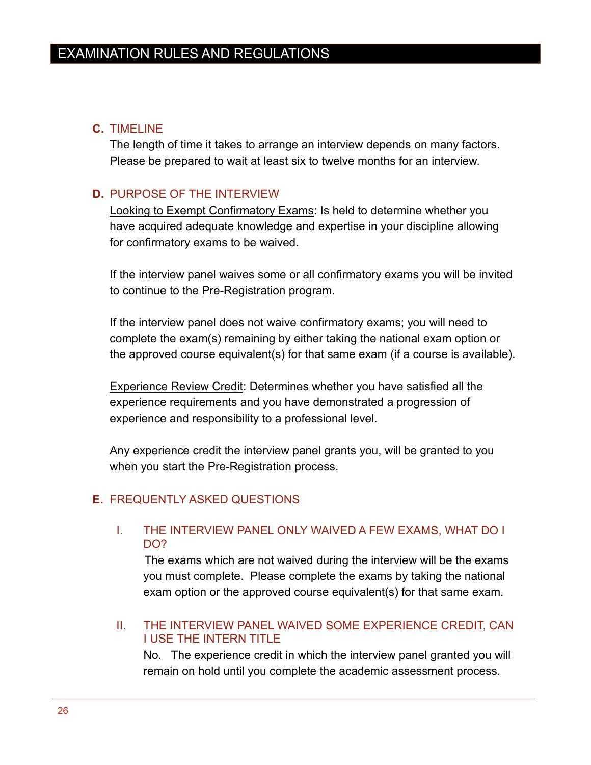## C. TIMELINE

The length of time it takes to arrange an interview depends on many factors. Please be prepared to wait at least six to twelve months for an interview.

## D. PURPOSE OF THE INTERVIEW

Looking to Exempt Confirmatory Exams: Is held to determine whether you have acquired adequate knowledge and expertise in your discipline allowing for confirmatory exams to be waived.

If the interview panel waives some or all confirmatory exams you will be invited to continue to the Pre-Registration program.

If the interview panel does not waive confirmatory exams; you will need to complete the exam(s) remaining by either taking the national exam option or the approved course equivalent(s) for that same exam (if a course is available).

Experience Review Credit: Determines whether you have satisfied all the experience requirements and you have demonstrated a progression of experience and responsibility to a professional level.

Any experience credit the interview panel grants you, will be granted to you when you start the Pre-Registration process.

## E. FREQUENTLY ASKED QUESTIONS

### I. THE INTERVIEW PANEL ONLY WAIVED A FEW EXAMS, WHAT DO I DO?

The exams which are not waived during the interview will be the exams you must complete. Please complete the exams by taking the national exam option or the approved course equivalent(s) for that same exam.

### II. THE INTERVIEW PANEL WAIVED SOME EXPERIENCE CREDIT, CAN I USE THE INTERN TITLE

No. The experience credit in which the interview panel granted you will remain on hold until you complete the academic assessment process.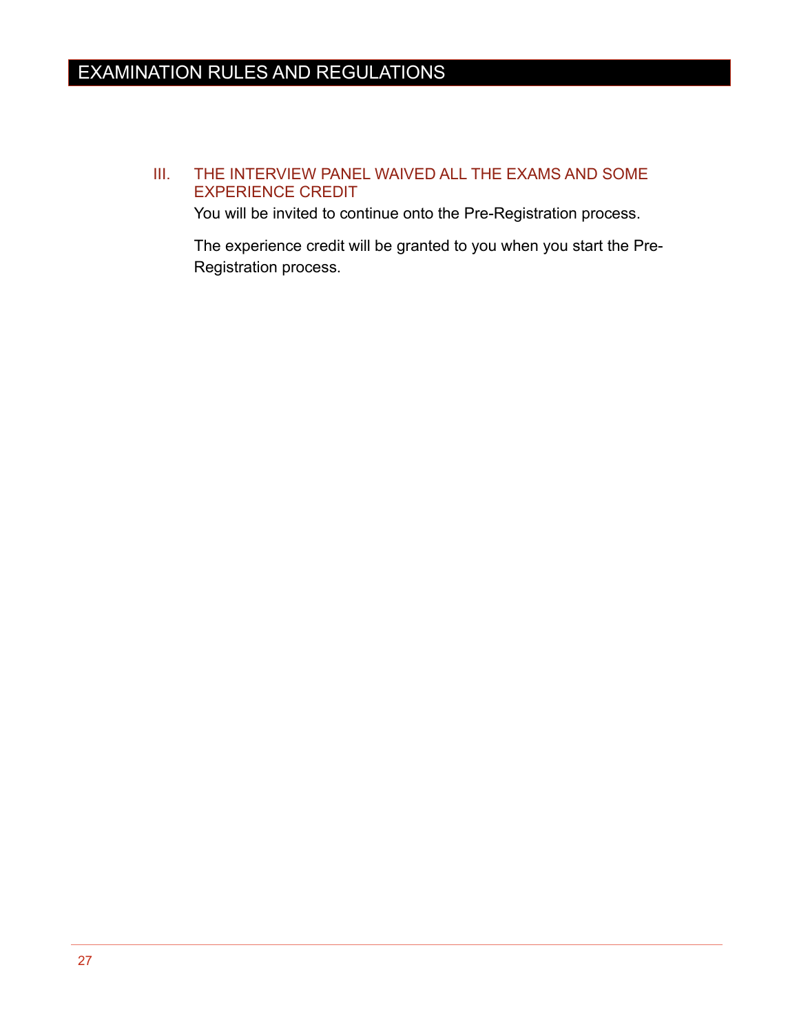## III. THE INTERVIEW PANEL WAIVED ALL THE EXAMS AND SOME EXPERIENCE CREDIT

You will be invited to continue onto the Pre-Registration process.

The experience credit will be granted to you when you start the Pre-Registration process.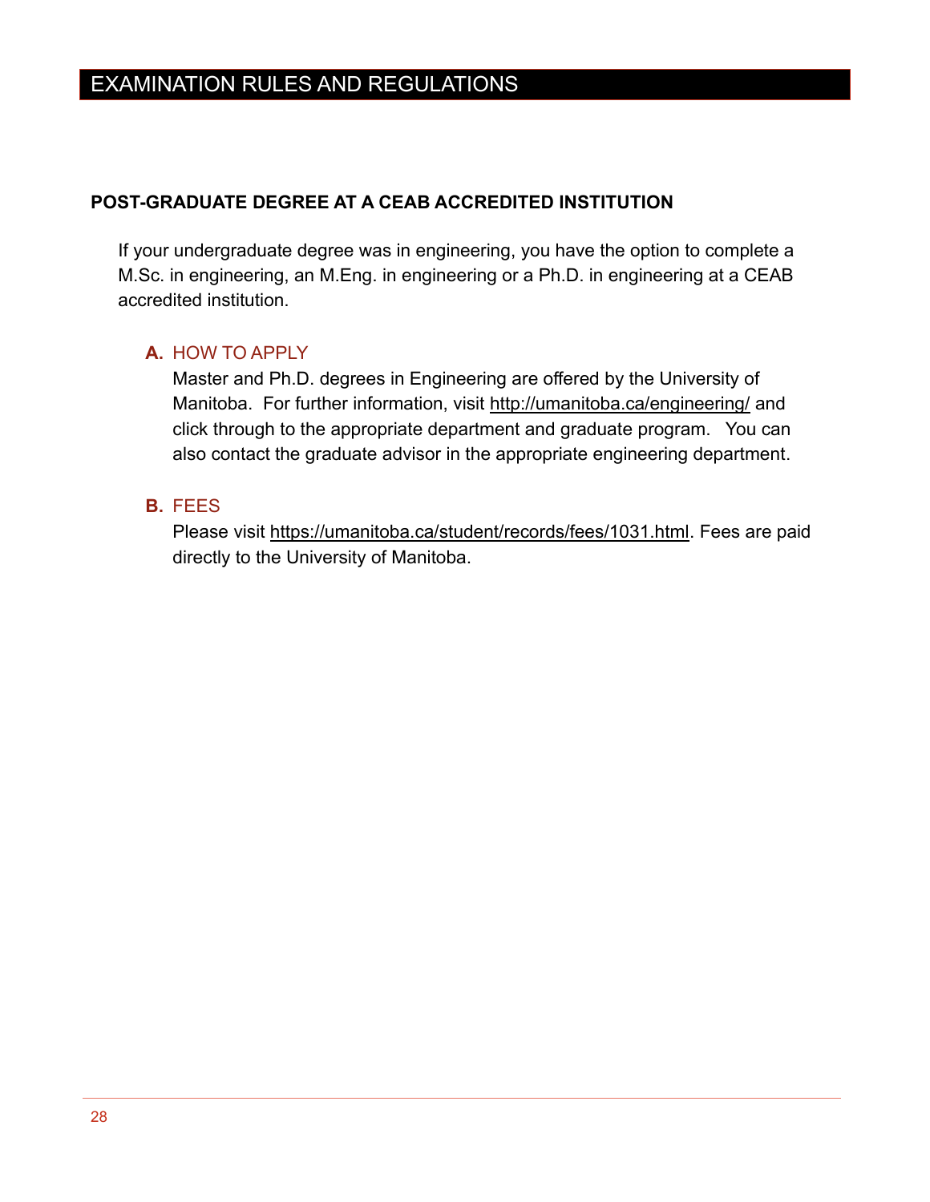# EXAMINATION RULES AND REGULATIONS

## POST-GRADUATE DEGREE AT A CEAB ACCREDITED INSTITUTION

If your undergraduate degree was in engineering, you have the option to complete a M.Sc. in engineering, an M.Eng. in engineering or a Ph.D. in engineering at a CEAB accredited institution.

### A. HOW TO APPLY

Master and Ph.D. degrees in Engineering are offered by the University of Manitoba. For further information, visit http://umanitoba.ca/engineering/ and click through to the appropriate department and graduate program. You can also contact the graduate advisor in the appropriate engineering department.

### B. FEES

Please visit https://umanitoba.ca/student/records/fees/1031.html. Fees are paid directly to the University of Manitoba.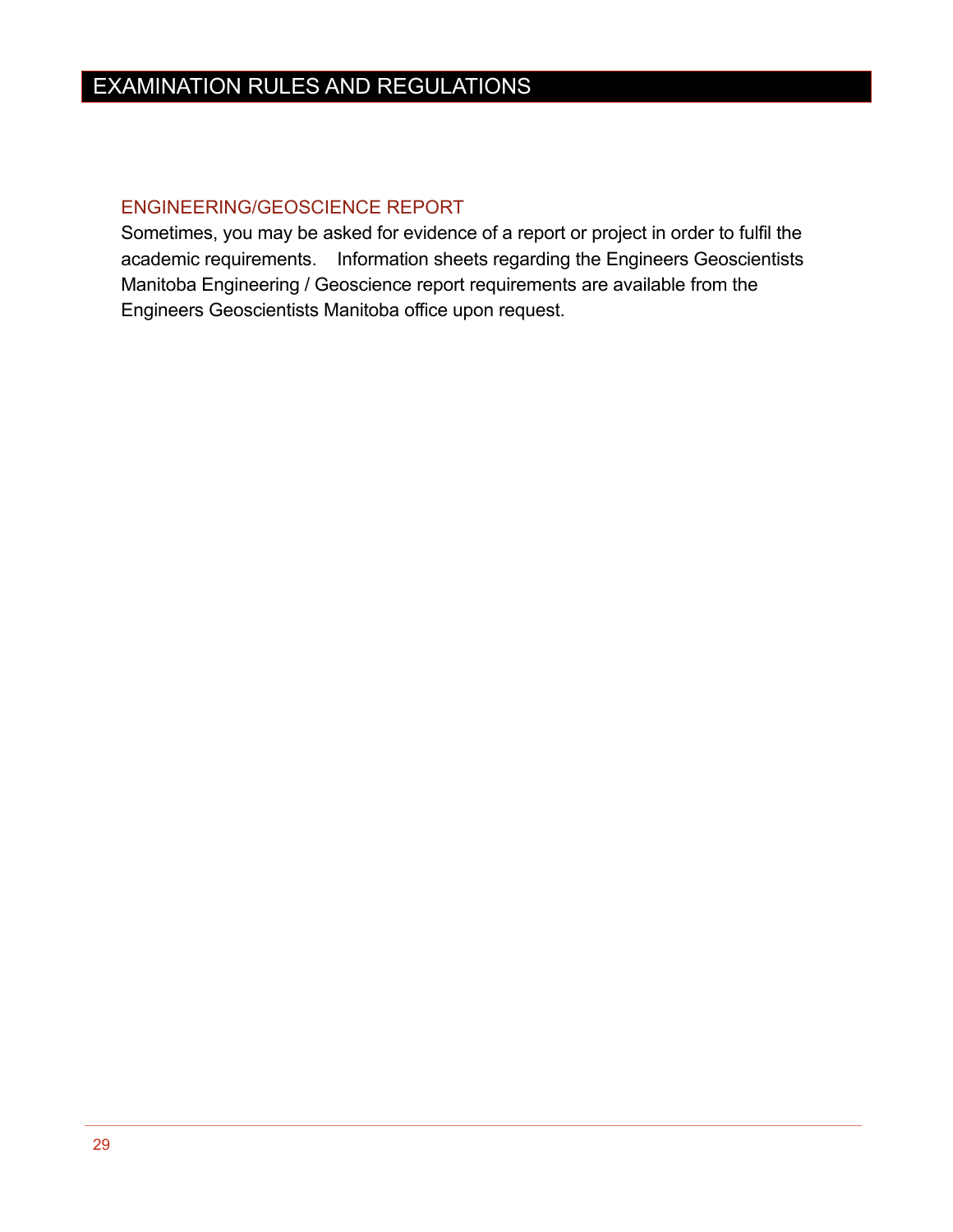# EXAMINATION RULES AND REGULATIONS

## ENGINEERING/GEOSCIENCE REPORT

Sometimes, you may be asked for evidence of a report or project in order to fulfil the academic requirements. Information sheets regarding the Engineers Geoscientists Manitoba Engineering / Geoscience report requirements are available from the Engineers Geoscientists Manitoba office upon request.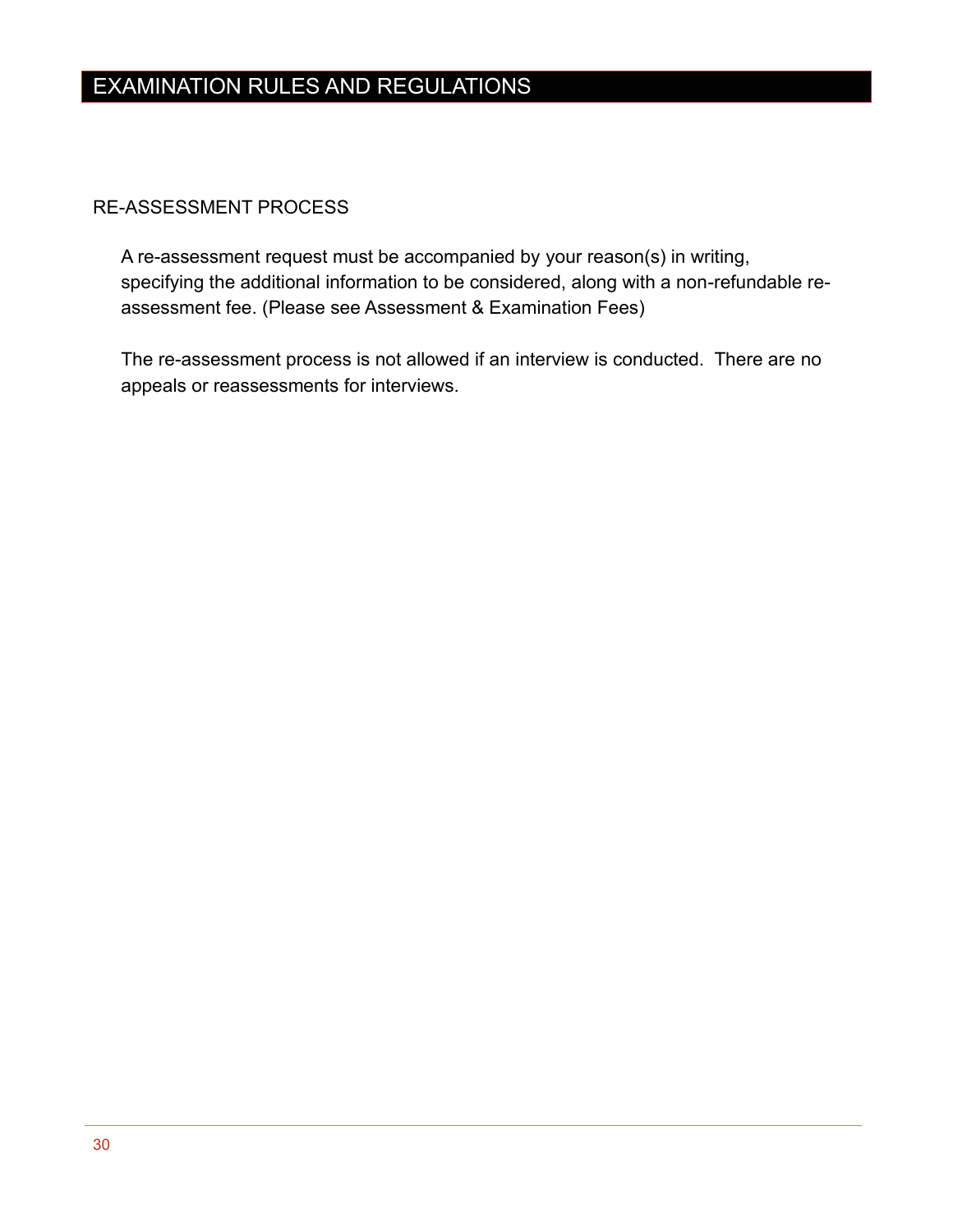# EXAMINATION RULES AND REGULATIONS

## RE-ASSESSMENT PROCESS

A re-assessment request must be accompanied by your reason(s) in writing, specifying the additional information to be considered, along with a non-refundable re-assessment fee. (Please see Assessment & Examination Fees)

The re-assessment process is not allowed if an interview is conducted. There are no appeals or reassessments for interviews.